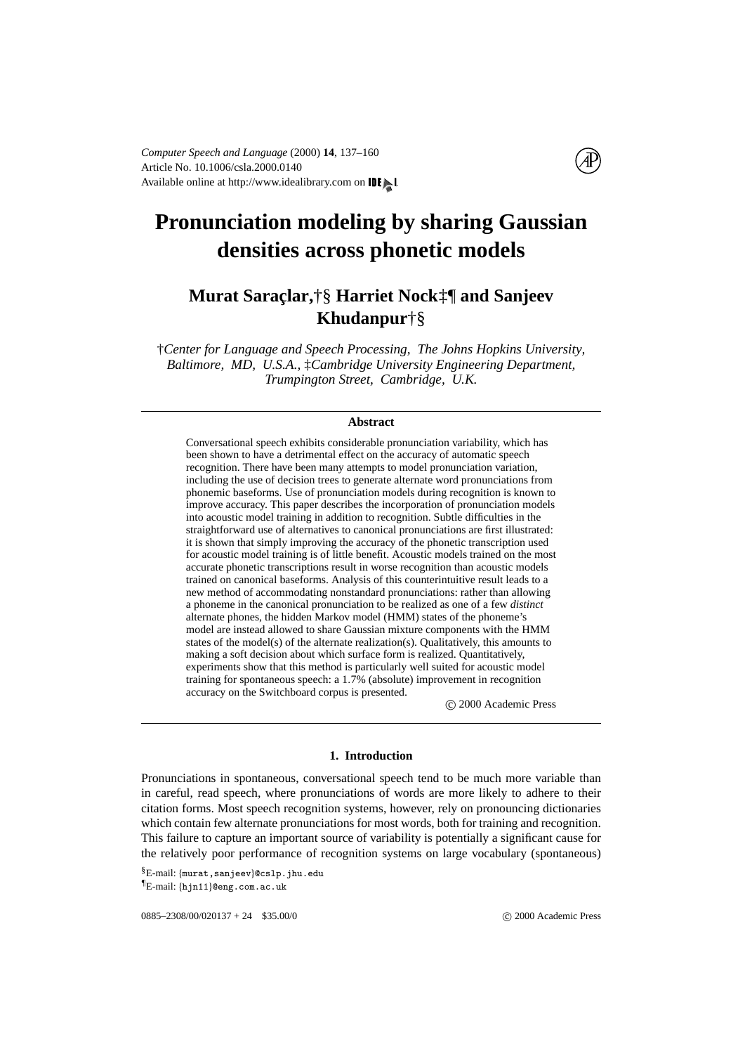# Pronunciation modeling by sharing Gaussian densities across phonetic models

**Murat Saraçlar,†§ Harriet Nock‡¶ and Sanjeev Khudanpur†§**

†*Center for Language and Speech Processing, The Johns Hopkins University, Baltimore, MD, U.S.A.,* ‡*Cambridge University Engineering Department, Trumpington Street, Cambridge, U.K.*

## Abstract

Conversational speech exhibits considerable pronunciation variability, which has been shown to have a detrimental effect on the accuracy of automatic speech recognition. There have been many attempts to model pronunciation variation, including the use of decision trees to generate alternate word pronunciations from phonemic baseforms. Use of pronunciation models during recognition is known to improve accuracy. This paper describes the incorporation of pronunciation models into acoustic model training in addition to recognition. Subtle difficulties in the straightforward use of alternatives to canonical pronunciations are first illustrated: it is shown that simply improving the accuracy of the phonetic transcription used for acoustic model training is of little benefit. Acoustic models trained on the most accurate phonetic transcriptions result in worse recognition than acoustic models trained on canonical baseforms. Analysis of this counterintuitive result leads to a new method of accommodating nonstandard pronunciations: rather than allowing a phoneme in the canonical pronunciation to be realized as one of a few *distinct* alternate phones, the hidden Markov model (HMM) states of the phoneme's model are instead allowed to share Gaussian mixture components with the HMM states of the model(s) of the alternate realization(s). Qualitatively, this amounts to making a soft decision about which surface form is realized. Quantitatively, experiments show that this method is particularly well suited for acoustic model training for spontaneous speech: a 1.7% (absolute) improvement in recognition accuracy on the Switchboard corpus is presented.

© 2000 Academic Press

## 1. Introduction

Pronunciations in spontaneous, conversational speech tend to be much more variable than in careful, read speech, where pronunciations of words are more likely to adhere to their citation forms. Most speech recognition systems, however, rely on pronouncing dictionaries which contain few alternate pronunciations for most words, both for training and recognition. This failure to capture an important source of variability is potentially a significant cause for the relatively poor performance of recognition systems on large vocabulary (spontaneous)

§E-mail: {murat,sanjeev}@cslp.jhu.edu

¶E-mail: {hjn11}@eng.com.ac.uk

0885–2308/00/020137 + 24 $35.00/0 © 2000 Academic Press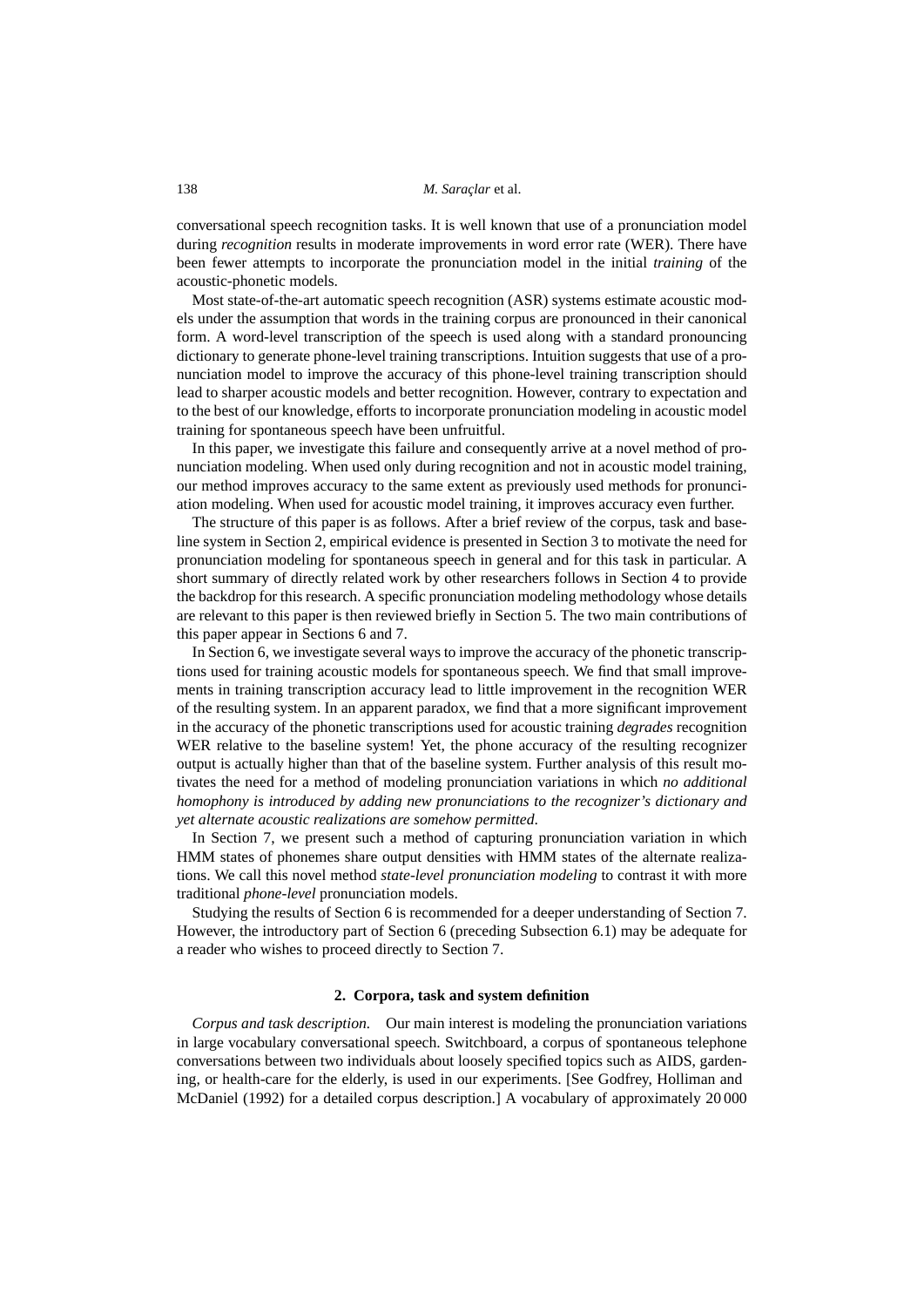conversational speech recognition tasks. It is well known that use of a pronunciation model during *recognition* results in moderate improvements in word error rate (WER). There have been fewer attempts to incorporate the pronunciation model in the initial *training* of the acoustic-phonetic models.

Most state-of-the-art automatic speech recognition (ASR) systems estimate acoustic models under the assumption that words in the training corpus are pronounced in their canonical form. A word-level transcription of the speech is used along with a standard pronouncing dictionary to generate phone-level training transcriptions. Intuition suggests that use of a pronunciation model to improve the accuracy of this phone-level training transcription should lead to sharper acoustic models and better recognition. However, contrary to expectation and to the best of our knowledge, efforts to incorporate pronunciation modeling in acoustic model training for spontaneous speech have been unfruitful.

In this paper, we investigate this failure and consequently arrive at a novel method of pronunciation modeling. When used only during recognition and not in acoustic model training, our method improves accuracy to the same extent as previously used methods for pronunciation modeling. When used for acoustic model training, it improves accuracy even further.

The structure of this paper is as follows. After a brief review of the corpus, task and baseline system in Section 2, empirical evidence is presented in Section 3 to motivate the need for pronunciation modeling for spontaneous speech in general and for this task in particular. A short summary of directly related work by other researchers follows in Section 4 to provide the backdrop for this research. A specific pronunciation modeling methodology whose details are relevant to this paper is then reviewed briefly in Section 5. The two main contributions of this paper appear in Sections 6 and 7.

In Section 6, we investigate several ways to improve the accuracy of the phonetic transcriptions used for training acoustic models for spontaneous speech. We find that small improvements in training transcription accuracy lead to little improvement in the recognition WER of the resulting system. In an apparent paradox, we find that a more significant improvement in the accuracy of the phonetic transcriptions used for acoustic training *degrades* recognition WER relative to the baseline system! Yet, the phone accuracy of the resulting recognizer output is actually higher than that of the baseline system. Further analysis of this result motivates the need for a method of modeling pronunciation variations in which *no additional homophony is introduced by adding new pronunciations to the recognizer's dictionary and yet alternate acoustic realizations are somehow permitted*.

In Section 7, we present such a method of capturing pronunciation variation in which HMM states of phonemes share output densities with HMM states of the alternate realizations. We call this novel method *state-level pronunciation modeling* to contrast it with more traditional *phone-level* pronunciation models.

Studying the results of Section 6 is recommended for a deeper understanding of Section 7. However, the introductory part of Section 6 (preceding Subsection 6.1) may be adequate for a reader who wishes to proceed directly to Section 7.

## 2. Corpora, task and system definition

*Corpus and task description.* Our main interest is modeling the pronunciation variations in large vocabulary conversational speech. Switchboard, a corpus of spontaneous telephone conversations between two individuals about loosely specified topics such as AIDS, gardening, or health-care for the elderly, is used in our experiments. [See Godfrey, Holliman and McDaniel (1992) for a detailed corpus description.] A vocabulary of approximately 20 000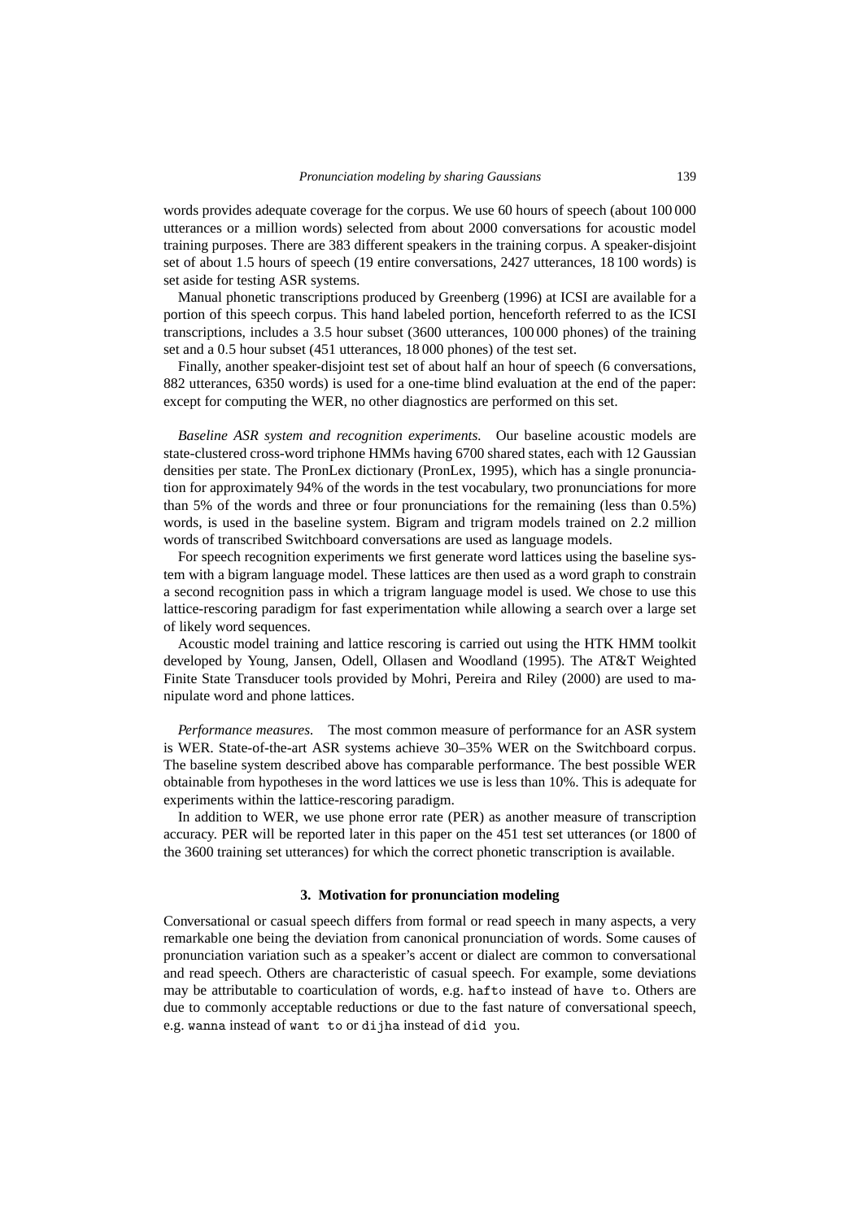words provides adequate coverage for the corpus. We use 60 hours of speech (about 100 000 utterances or a million words) selected from about 2000 conversations for acoustic model training purposes. There are 383 different speakers in the training corpus. A speaker-disjoint set of about 1.5 hours of speech (19 entire conversations, 2427 utterances, 18 100 words) is set aside for testing ASR systems.

Manual phonetic transcriptions produced by Greenberg (1996) at ICSI are available for a portion of this speech corpus. This hand labeled portion, henceforth referred to as the ICSI transcriptions, includes a 3.5 hour subset (3600 utterances, 100 000 phones) of the training set and a 0.5 hour subset (451 utterances, 18 000 phones) of the test set.

Finally, another speaker-disjoint test set of about half an hour of speech (6 conversations, 882 utterances, 6350 words) is used for a one-time blind evaluation at the end of the paper: except for computing the WER, no other diagnostics are performed on this set.

*Baseline ASR system and recognition experiments.* Our baseline acoustic models are state-clustered cross-word triphone HMMs having 6700 shared states, each with 12 Gaussian densities per state. The PronLex dictionary (PronLex, 1995), which has a single pronunciation for approximately 94% of the words in the test vocabulary, two pronunciations for more than 5% of the words and three or four pronunciations for the remaining (less than 0.5%) words, is used in the baseline system. Bigram and trigram models trained on 2.2 million words of transcribed Switchboard conversations are used as language models.

For speech recognition experiments we first generate word lattices using the baseline system with a bigram language model. These lattices are then used as a word graph to constrain a second recognition pass in which a trigram language model is used. We chose to use this lattice-rescoring paradigm for fast experimentation while allowing a search over a large set of likely word sequences.

Acoustic model training and lattice rescoring is carried out using the HTK HMM toolkit developed by Young, Jansen, Odell, Ollasen and Woodland (1995). The AT&T Weighted Finite State Transducer tools provided by Mohri, Pereira and Riley (2000) are used to manipulate word and phone lattices.

*Performance measures.* The most common measure of performance for an ASR system is WER. State-of-the-art ASR systems achieve 30–35% WER on the Switchboard corpus. The baseline system described above has comparable performance. The best possible WER obtainable from hypotheses in the word lattices we use is less than 10%. This is adequate for experiments within the lattice-rescoring paradigm.

In addition to WER, we use phone error rate (PER) as another measure of transcription accuracy. PER will be reported later in this paper on the 451 test set utterances (or 1800 of the 3600 training set utterances) for which the correct phonetic transcription is available.

## 3. Motivation for pronunciation modeling

Conversational or casual speech differs from formal or read speech in many aspects, a very remarkable one being the deviation from canonical pronunciation of words. Some causes of pronunciation variation such as a speaker's accent or dialect are common to conversational and read speech. Others are characteristic of casual speech. For example, some deviations may be attributable to coarticulation of words, e.g. `hafto` instead of `have to`. Others are due to commonly acceptable reductions or due to the fast nature of conversational speech, e.g. `wanna` instead of `want to` or `dijha` instead of `did you`.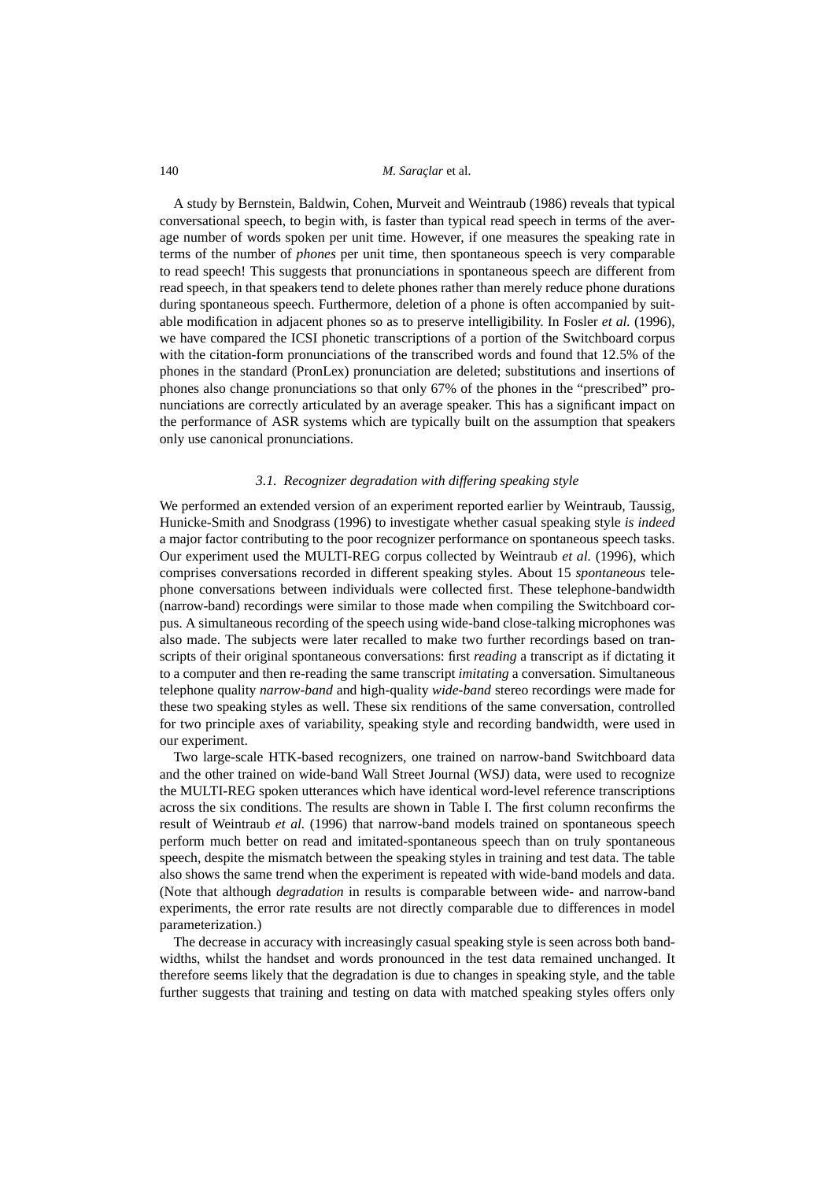A study by Bernstein, Baldwin, Cohen, Murveit and Weintraub (1986) reveals that typical conversational speech, to begin with, is faster than typical read speech in terms of the average number of words spoken per unit time. However, if one measures the speaking rate in terms of the number of *phones* per unit time, then spontaneous speech is very comparable to read speech! This suggests that pronunciations in spontaneous speech are different from read speech, in that speakers tend to delete phones rather than merely reduce phone durations during spontaneous speech. Furthermore, deletion of a phone is often accompanied by suitable modification in adjacent phones so as to preserve intelligibility. In Fosler *et al.* (1996), we have compared the ICSI phonetic transcriptions of a portion of the Switchboard corpus with the citation-form pronunciations of the transcribed words and found that 12.5% of the phones in the standard (PronLex) pronunciation are deleted; substitutions and insertions of phones also change pronunciations so that only 67% of the phones in the "prescribed" pronunciations are correctly articulated by an average speaker. This has a significant impact on the performance of ASR systems which are typically built on the assumption that speakers only use canonical pronunciations.

### 3.1. *Recognizer degradation with differing speaking style*

We performed an extended version of an experiment reported earlier by Weintraub, Taussig, Hunicke-Smith and Snodgrass (1996) to investigate whether casual speaking style *is indeed* a major factor contributing to the poor recognizer performance on spontaneous speech tasks. Our experiment used the MULTI-REG corpus collected by Weintraub *et al.* (1996), which comprises conversations recorded in different speaking styles. About 15 *spontaneous* telephone conversations between individuals were collected first. These telephone-bandwidth (narrow-band) recordings were similar to those made when compiling the Switchboard corpus. A simultaneous recording of the speech using wide-band close-talking microphones was also made. The subjects were later recalled to make two further recordings based on transcripts of their original spontaneous conversations: first *reading* a transcript as if dictating it to a computer and then re-reading the same transcript *imitating* a conversation. Simultaneous telephone quality *narrow-band* and high-quality *wide-band* stereo recordings were made for these two speaking styles as well. These six renditions of the same conversation, controlled for two principle axes of variability, speaking style and recording bandwidth, were used in our experiment.

Two large-scale HTK-based recognizers, one trained on narrow-band Switchboard data and the other trained on wide-band Wall Street Journal (WSJ) data, were used to recognize the MULTI-REG spoken utterances which have identical word-level reference transcriptions across the six conditions. The results are shown in Table I. The first column reconfirms the result of Weintraub *et al.* (1996) that narrow-band models trained on spontaneous speech perform much better on read and imitated-spontaneous speech than on truly spontaneous speech, despite the mismatch between the speaking styles in training and test data. The table also shows the same trend when the experiment is repeated with wide-band models and data. (Note that although *degradation* in results is comparable between wide- and narrow-band experiments, the error rate results are not directly comparable due to differences in model parameterization.)

The decrease in accuracy with increasingly casual speaking style is seen across both bandwidths, whilst the handset and words pronounced in the test data remained unchanged. It therefore seems likely that the degradation is due to changes in speaking style, and the table further suggests that training and testing on data with matched speaking styles offers only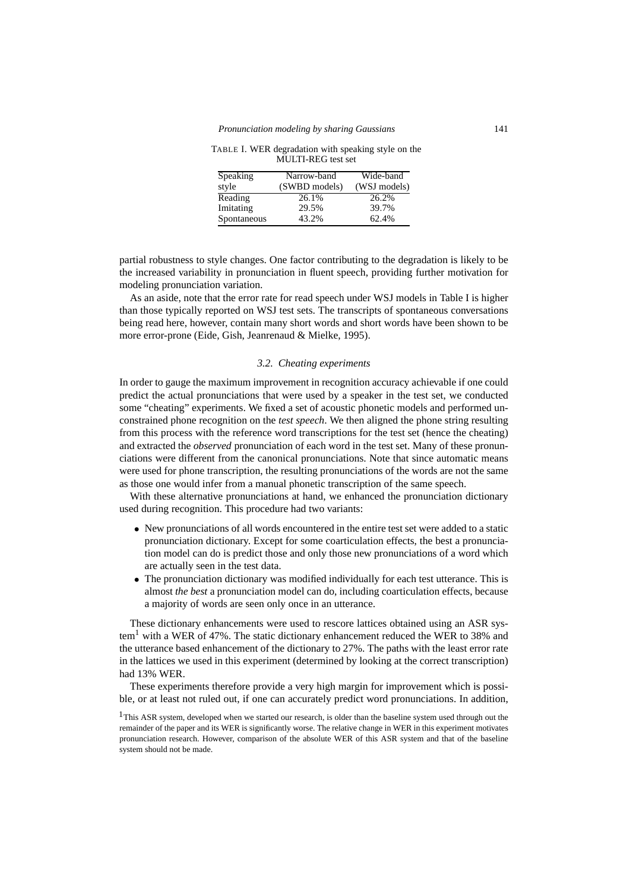TABLE I. WER degradation with speaking style on the MULTI-REG test set

| Speaking style | Narrow-band (SWBD models) | Wide-band (WSJ models) |
|---|---|---|
| Reading | 26.1% | 26.2% |
| Imitating | 29.5% | 39.7% |
| Spontaneous | 43.2% | 62.4% |

partial robustness to style changes. One factor contributing to the degradation is likely to be the increased variability in pronunciation in fluent speech, providing further motivation for modeling pronunciation variation.

As an aside, note that the error rate for read speech under WSJ models in Table I is higher than those typically reported on WSJ test sets. The transcripts of spontaneous conversations being read here, however, contain many short words and short words have been shown to be more error-prone (Eide, Gish, Jeanrenaud & Mielke, 1995).

### 3.2. Cheating experiments

In order to gauge the maximum improvement in recognition accuracy achievable if one could predict the actual pronunciations that were used by a speaker in the test set, we conducted some "cheating" experiments. We fixed a set of acoustic phonetic models and performed unconstrained phone recognition on the *test speech*. We then aligned the phone string resulting from this process with the reference word transcriptions for the test set (hence the cheating) and extracted the *observed* pronunciation of each word in the test set. Many of these pronunciations were different from the canonical pronunciations. Note that since automatic means were used for phone transcription, the resulting pronunciations of the words are not the same as those one would infer from a manual phonetic transcription of the same speech.

With these alternative pronunciations at hand, we enhanced the pronunciation dictionary used during recognition. This procedure had two variants:

- New pronunciations of all words encountered in the entire test set were added to a static pronunciation dictionary. Except for some coarticulation effects, the best a pronunciation model can do is predict those and only those new pronunciations of a word which are actually seen in the test data.
- The pronunciation dictionary was modified individually for each test utterance. This is almost *the best* a pronunciation model can do, including coarticulation effects, because a majority of words are seen only once in an utterance.

These dictionary enhancements were used to rescore lattices obtained using an ASR system[1] with a WER of 47%. The static dictionary enhancement reduced the WER to 38% and the utterance based enhancement of the dictionary to 27%. The paths with the least error rate in the lattices we used in this experiment (determined by looking at the correct transcription) had 13% WER.

These experiments therefore provide a very high margin for improvement which is possible, or at least not ruled out, if one can accurately predict word pronunciations. In addition,

[1] This ASR system, developed when we started our research, is older than the baseline system used through out the remainder of the paper and its WER is significantly worse. The relative change in WER in this experiment motivates pronunciation research. However, comparison of the absolute WER of this ASR system and that of the baseline system should not be made.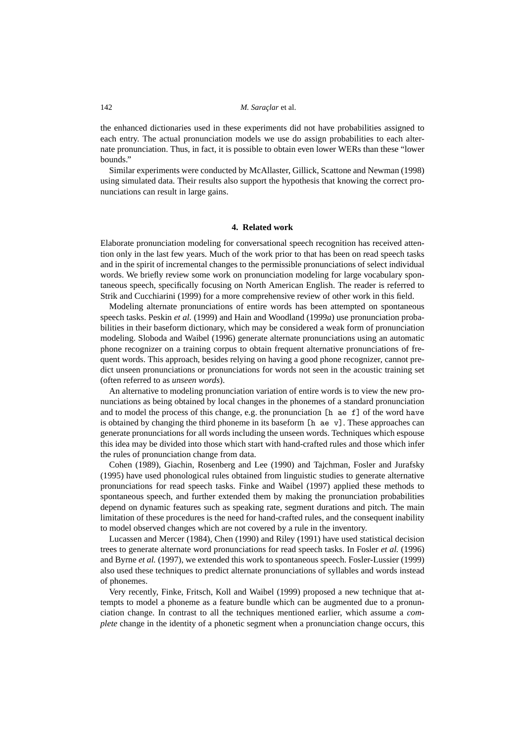the enhanced dictionaries used in these experiments did not have probabilities assigned to each entry. The actual pronunciation models we use do assign probabilities to each alternate pronunciation. Thus, in fact, it is possible to obtain even lower WERs than these "lower bounds."

Similar experiments were conducted by McAllaster, Gillick, Scattone and Newman (1998) using simulated data. Their results also support the hypothesis that knowing the correct pronunciations can result in large gains.

## 4. Related work

Elaborate pronunciation modeling for conversational speech recognition has received attention only in the last few years. Much of the work prior to that has been on read speech tasks and in the spirit of incremental changes to the permissible pronunciations of select individual words. We briefly review some work on pronunciation modeling for large vocabulary spontaneous speech, specifically focusing on North American English. The reader is referred to Strik and Cucchiarini (1999) for a more comprehensive review of other work in this field.

Modeling alternate pronunciations of entire words has been attempted on spontaneous speech tasks. Peskin *et al.* (1999) and Hain and Woodland (1999*a*) use pronunciation probabilities in their baseform dictionary, which may be considered a weak form of pronunciation modeling. Sloboda and Waibel (1996) generate alternate pronunciations using an automatic phone recognizer on a training corpus to obtain frequent alternative pronunciations of frequent words. This approach, besides relying on having a good phone recognizer, cannot predict unseen pronunciations or pronunciations for words not seen in the acoustic training set (often referred to as *unseen words*).

An alternative to modeling pronunciation variation of entire words is to view the new pronunciations as being obtained by local changes in the phonemes of a standard pronunciation and to model the process of this change, e.g. the pronunciation `[h ae f]` of the word `have` is obtained by changing the third phoneme in its baseform `[h ae v]`. These approaches can generate pronunciations for all words including the unseen words. Techniques which espouse this idea may be divided into those which start with hand-crafted rules and those which infer the rules of pronunciation change from data.

Cohen (1989), Giachin, Rosenberg and Lee (1990) and Tajchman, Fosler and Jurafsky (1995) have used phonological rules obtained from linguistic studies to generate alternative pronunciations for read speech tasks. Finke and Waibel (1997) applied these methods to spontaneous speech, and further extended them by making the pronunciation probabilities depend on dynamic features such as speaking rate, segment durations and pitch. The main limitation of these procedures is the need for hand-crafted rules, and the consequent inability to model observed changes which are not covered by a rule in the inventory.

Lucassen and Mercer (1984), Chen (1990) and Riley (1991) have used statistical decision trees to generate alternate word pronunciations for read speech tasks. In Fosler *et al.* (1996) and Byrne *et al.* (1997), we extended this work to spontaneous speech. Fosler-Lussier (1999) also used these techniques to predict alternate pronunciations of syllables and words instead of phonemes.

Very recently, Finke, Fritsch, Koll and Waibel (1999) proposed a new technique that attempts to model a phoneme as a feature bundle which can be augmented due to a pronunciation change. In contrast to all the techniques mentioned earlier, which assume a *complete* change in the identity of a phonetic segment when a pronunciation change occurs, this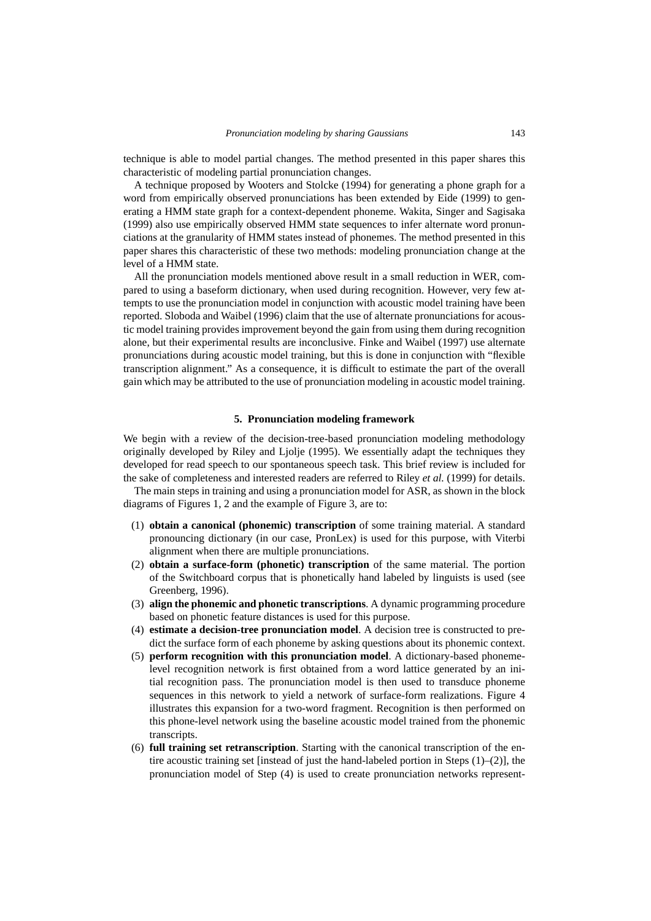technique is able to model partial changes. The method presented in this paper shares this characteristic of modeling partial pronunciation changes.

A technique proposed by Wooters and Stolcke (1994) for generating a phone graph for a word from empirically observed pronunciations has been extended by Eide (1999) to generating a HMM state graph for a context-dependent phoneme. Wakita, Singer and Sagisaka (1999) also use empirically observed HMM state sequences to infer alternate word pronunciations at the granularity of HMM states instead of phonemes. The method presented in this paper shares this characteristic of these two methods: modeling pronunciation change at the level of a HMM state.

All the pronunciation models mentioned above result in a small reduction in WER, compared to using a baseform dictionary, when used during recognition. However, very few attempts to use the pronunciation model in conjunction with acoustic model training have been reported. Sloboda and Waibel (1996) claim that the use of alternate pronunciations for acoustic model training provides improvement beyond the gain from using them during recognition alone, but their experimental results are inconclusive. Finke and Waibel (1997) use alternate pronunciations during acoustic model training, but this is done in conjunction with "flexible transcription alignment." As a consequence, it is difficult to estimate the part of the overall gain which may be attributed to the use of pronunciation modeling in acoustic model training.

## 5. Pronunciation modeling framework

We begin with a review of the decision-tree-based pronunciation modeling methodology originally developed by Riley and Ljolje (1995). We essentially adapt the techniques they developed for read speech to our spontaneous speech task. This brief review is included for the sake of completeness and interested readers are referred to Riley *et al.* (1999) for details.

The main steps in training and using a pronunciation model for ASR, as shown in the block diagrams of Figures 1, 2 and the example of Figure 3, are to:

(1) **obtain a canonical (phonemic) transcription** of some training material. A standard pronouncing dictionary (in our case, PronLex) is used for this purpose, with Viterbi alignment when there are multiple pronunciations.

(2) **obtain a surface-form (phonetic) transcription** of the same material. The portion of the Switchboard corpus that is phonetically hand labeled by linguists is used (see Greenberg, 1996).

(3) **align the phonemic and phonetic transcriptions**. A dynamic programming procedure based on phonetic feature distances is used for this purpose.

(4) **estimate a decision-tree pronunciation model**. A decision tree is constructed to predict the surface form of each phoneme by asking questions about its phonemic context.

(5) **perform recognition with this pronunciation model**. A dictionary-based phoneme-level recognition network is first obtained from a word lattice generated by an initial recognition pass. The pronunciation model is then used to transduce phoneme sequences in this network to yield a network of surface-form realizations. Figure 4 illustrates this expansion for a two-word fragment. Recognition is then performed on this phone-level network using the baseline acoustic model trained from the phonemic transcripts.

(6) **full training set retranscription**. Starting with the canonical transcription of the entire acoustic training set [instead of just the hand-labeled portion in Steps (1)–(2)], the pronunciation model of Step (4) is used to create pronunciation networks represent-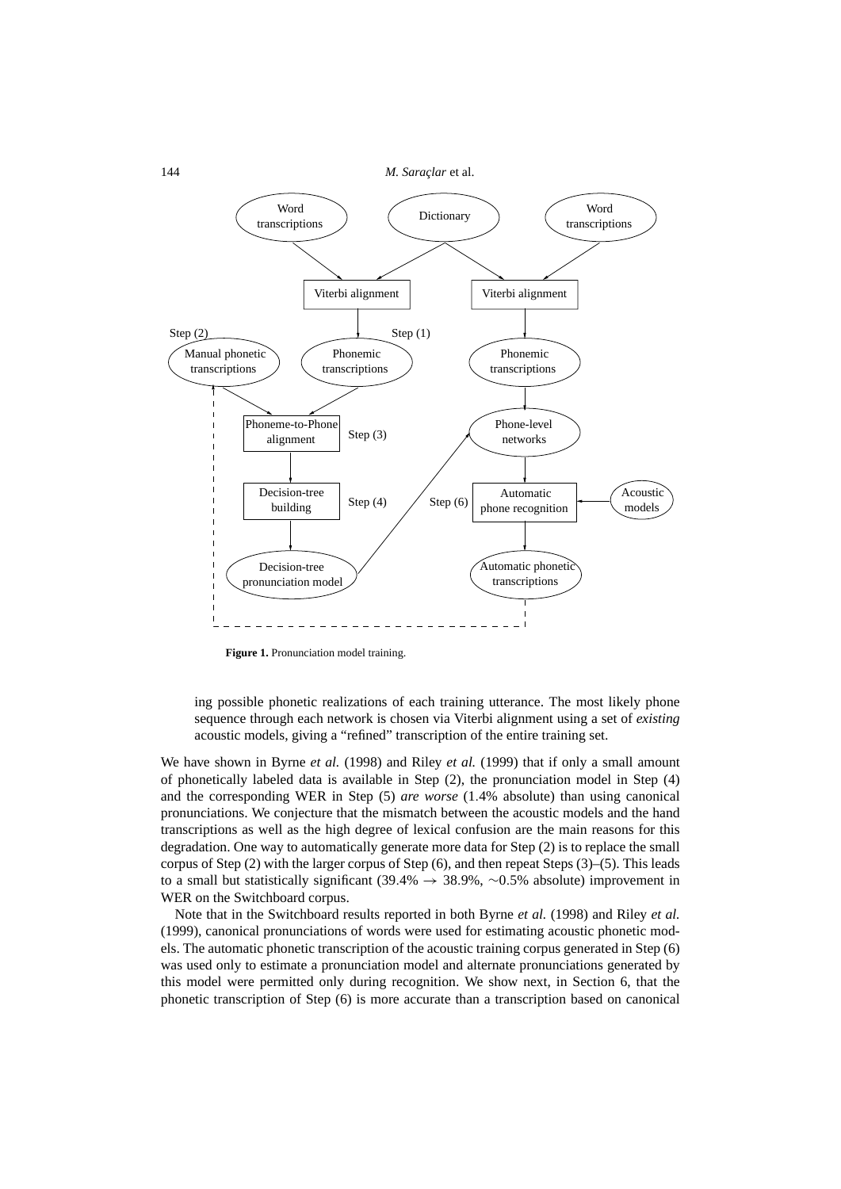**Figure 1.** Pronunciation model training.

ing possible phonetic realizations of each training utterance. The most likely phone sequence through each network is chosen via Viterbi alignment using a set of *existing* acoustic models, giving a "refined" transcription of the entire training set.

We have shown in Byrne *et al.* (1998) and Riley *et al.* (1999) that if only a small amount of phonetically labeled data is available in Step (2), the pronunciation model in Step (4) and the corresponding WER in Step (5) *are worse* (1.4% absolute) than using canonical pronunciations. We conjecture that the mismatch between the acoustic models and the hand transcriptions as well as the high degree of lexical confusion are the main reasons for this degradation. One way to automatically generate more data for Step (2) is to replace the small corpus of Step (2) with the larger corpus of Step (6), and then repeat Steps (3)–(5). This leads to a small but statistically significant (39.4% $\rightarrow$ 38.9%, $\sim$0.5% absolute) improvement in WER on the Switchboard corpus.

Note that in the Switchboard results reported in both Byrne *et al.* (1998) and Riley *et al.* (1999), canonical pronunciations of words were used for estimating acoustic phonetic models. The automatic phonetic transcription of the acoustic training corpus generated in Step (6) was used only to estimate a pronunciation model and alternate pronunciations generated by this model were permitted only during recognition. We show next, in Section 6, that the phonetic transcription of Step (6) is more accurate than a transcription based on canonical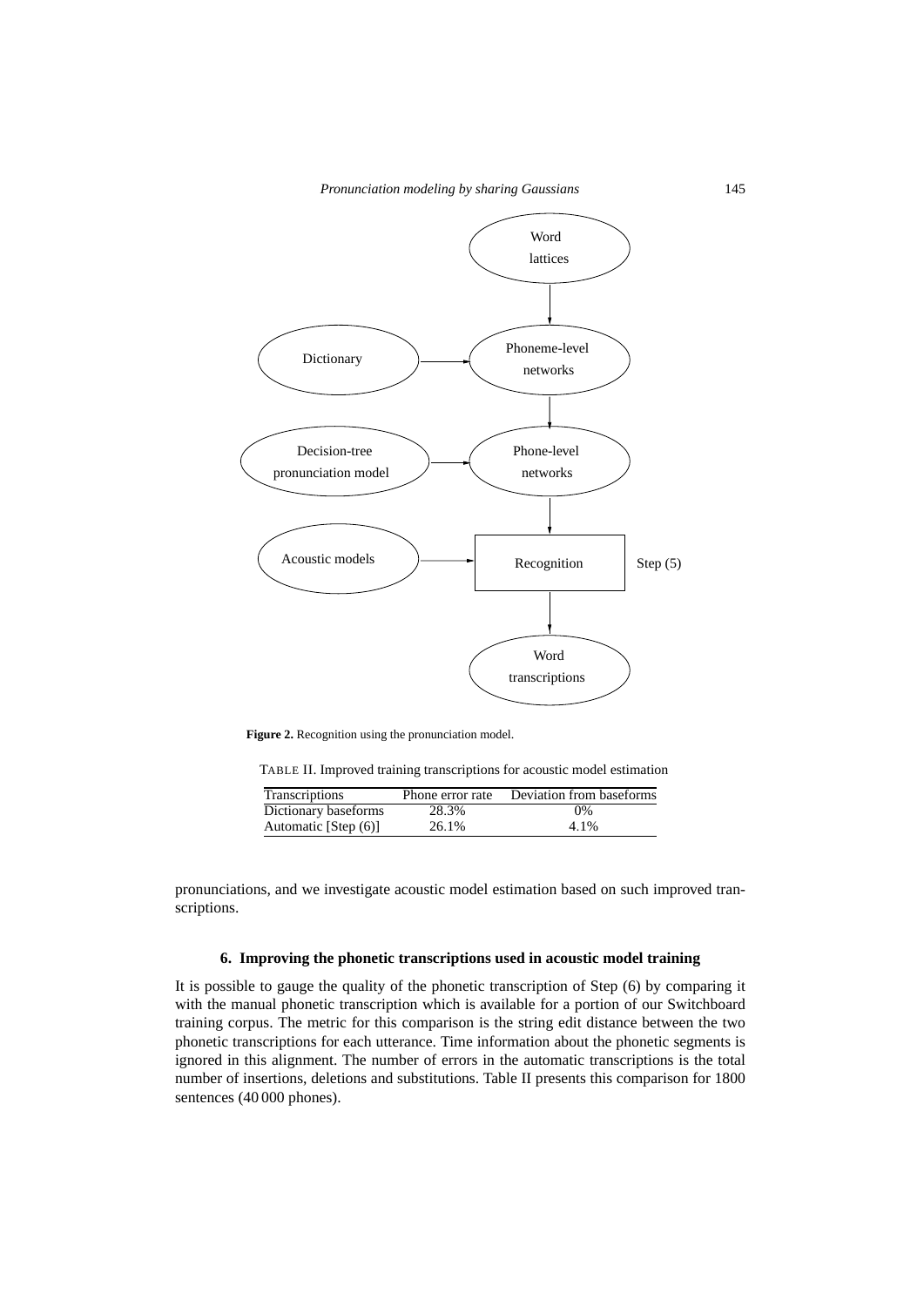**Figure 2.** Recognition using the pronunciation model.

TABLE II. Improved training transcriptions for acoustic model estimation

| Transcriptions | Phone error rate | Deviation from baseforms |
|---|---|---|
| Dictionary baseforms | 28.3% | 0% |
| Automatic [Step (6)] | 26.1% | 4.1% |

pronunciations, and we investigate acoustic model estimation based on such improved transcriptions.

### 6. Improving the phonetic transcriptions used in acoustic model training

It is possible to gauge the quality of the phonetic transcription of Step (6) by comparing it with the manual phonetic transcription which is available for a portion of our Switchboard training corpus. The metric for this comparison is the string edit distance between the two phonetic transcriptions for each utterance. Time information about the phonetic segments is ignored in this alignment. The number of errors in the automatic transcriptions is the total number of insertions, deletions and substitutions. Table II presents this comparison for 1800 sentences (40 000 phones).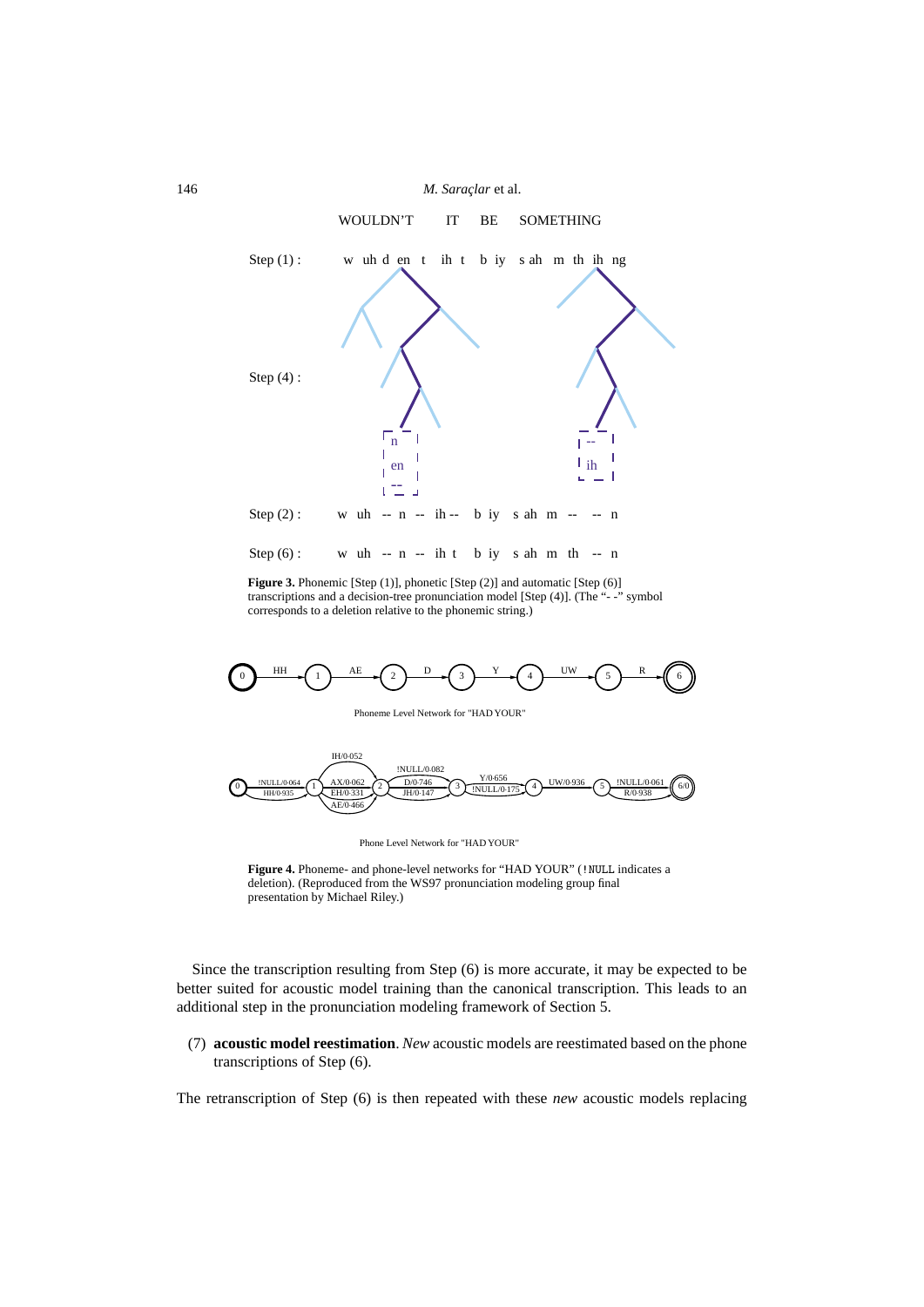WOULDN'T IT BE SOMETHING

Step (1) : w uh d en t ih t b iy s ah m th ih ng

Step (4) :

Step (2) : w uh -- n -- ih -- b iy s ah m -- -- n

Step (6) : w uh -- n -- ih t b iy s ah m th -- n

**Figure 3.** Phonemic [Step (1)], phonetic [Step (2)] and automatic [Step (6)] transcriptions and a decision-tree pronunciation model [Step (4)]. (The "- -" symbol corresponds to a deletion relative to the phonemic string.)

Phoneme Level Network for "HAD YOUR"

Phone Level Network for "HAD YOUR"

**Figure 4.** Phoneme- and phone-level networks for "HAD YOUR" (!NULL indicates a deletion). (Reproduced from the WS97 pronunciation modeling group final presentation by Michael Riley.)

Since the transcription resulting from Step (6) is more accurate, it may be expected to be better suited for acoustic model training than the canonical transcription. This leads to an additional step in the pronunciation modeling framework of Section 5.

(7) **acoustic model reestimation**. *New* acoustic models are reestimated based on the phone transcriptions of Step (6).

The retranscription of Step (6) is then repeated with these *new* acoustic models replacing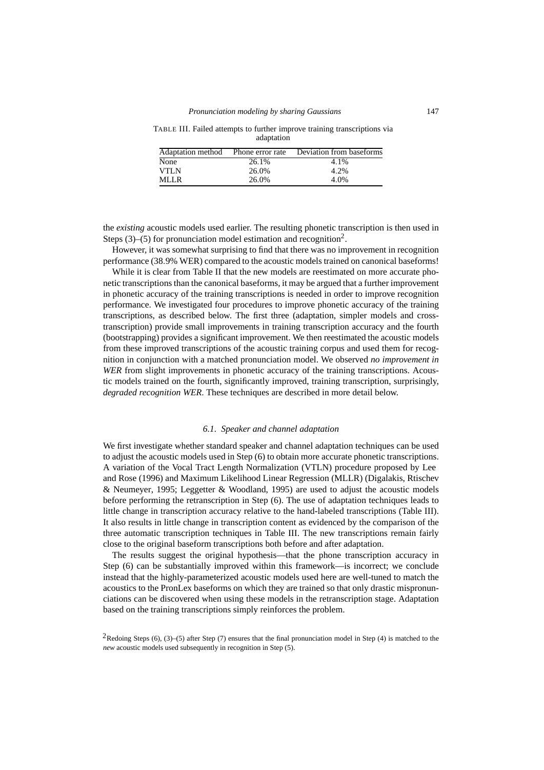TABLE III. Failed attempts to further improve training transcriptions via adaptation

| Adaptation method | Phone error rate | Deviation from baseforms |
|---|---|---|
| None | 26.1% | 4.1% |
| VTLN | 26.0% | 4.2% |
| MLLR | 26.0% | 4.0% |

the *existing* acoustic models used earlier. The resulting phonetic transcription is then used in Steps (3)–(5) for pronunciation model estimation and recognition[2].

However, it was somewhat surprising to find that there was no improvement in recognition performance (38.9% WER) compared to the acoustic models trained on canonical baseforms!

While it is clear from Table II that the new models are reestimated on more accurate phonetic transcriptions than the canonical baseforms, it may be argued that a further improvement in phonetic accuracy of the training transcriptions is needed in order to improve recognition performance. We investigated four procedures to improve phonetic accuracy of the training transcriptions, as described below. The first three (adaptation, simpler models and cross-transcription) provide small improvements in training transcription accuracy and the fourth (bootstrapping) provides a significant improvement. We then reestimated the acoustic models from these improved transcriptions of the acoustic training corpus and used them for recognition in conjunction with a matched pronunciation model. We observed *no improvement in WER* from slight improvements in phonetic accuracy of the training transcriptions. Acoustic models trained on the fourth, significantly improved, training transcription, surprisingly, *degraded recognition WER*. These techniques are described in more detail below.

### *6.1. Speaker and channel adaptation*

We first investigate whether standard speaker and channel adaptation techniques can be used to adjust the acoustic models used in Step (6) to obtain more accurate phonetic transcriptions. A variation of the Vocal Tract Length Normalization (VTLN) procedure proposed by Lee and Rose (1996) and Maximum Likelihood Linear Regression (MLLR) (Digalakis, Rtischev & Neumeyer, 1995; Leggetter & Woodland, 1995) are used to adjust the acoustic models before performing the retranscription in Step (6). The use of adaptation techniques leads to little change in transcription accuracy relative to the hand-labeled transcriptions (Table III). It also results in little change in transcription content as evidenced by the comparison of the three automatic transcription techniques in Table III. The new transcriptions remain fairly close to the original baseform transcriptions both before and after adaptation.

The results suggest the original hypothesis—that the phone transcription accuracy in Step (6) can be substantially improved within this framework—is incorrect; we conclude instead that the highly-parameterized acoustic models used here are well-tuned to match the acoustics to the PronLex baseforms on which they are trained so that only drastic mispronunciations can be discovered when using these models in the retranscription stage. Adaptation based on the training transcriptions simply reinforces the problem.

[2]Redoing Steps (6), (3)–(5) after Step (7) ensures that the final pronunciation model in Step (4) is matched to the *new* acoustic models used subsequently in recognition in Step (5).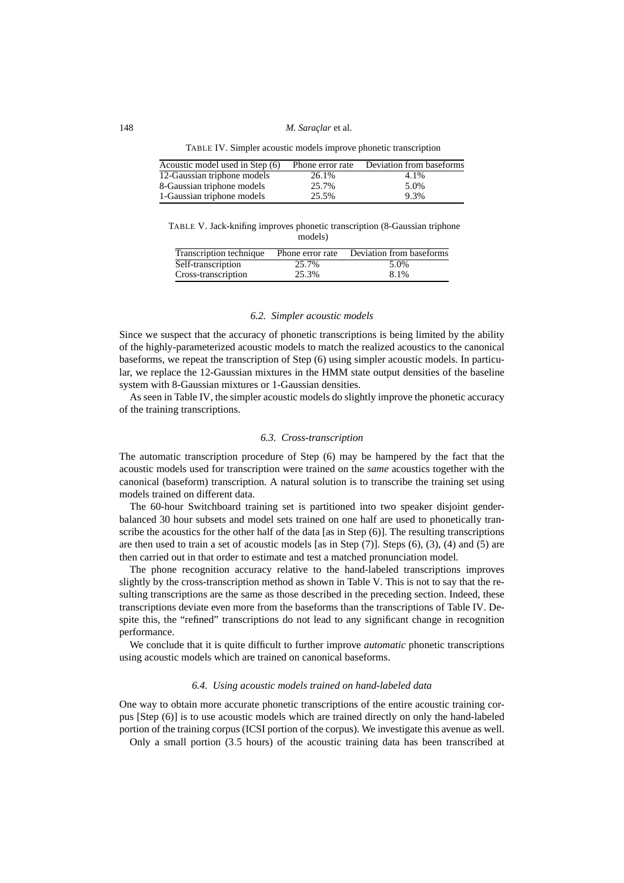TABLE IV. Simpler acoustic models improve phonetic transcription

| Acoustic model used in Step (6) | Phone error rate | Deviation from baseforms |
|---|---|---|
| 12-Gaussian triphone models | 26.1% | 4.1% |
| 8-Gaussian triphone models | 25.7% | 5.0% |
| 1-Gaussian triphone models | 25.5% | 9.3% |

TABLE V. Jack-knifing improves phonetic transcription (8-Gaussian triphone models)

| Transcription technique | Phone error rate | Deviation from baseforms |
|---|---|---|
| Self-transcription | 25.7% | 5.0% |
| Cross-transcription | 25.3% | 8.1% |

### *6.2. Simpler acoustic models*

Since we suspect that the accuracy of phonetic transcriptions is being limited by the ability of the highly-parameterized acoustic models to match the realized acoustics to the canonical baseforms, we repeat the transcription of Step (6) using simpler acoustic models. In particular, we replace the 12-Gaussian mixtures in the HMM state output densities of the baseline system with 8-Gaussian mixtures or 1-Gaussian densities.

As seen in Table IV, the simpler acoustic models do slightly improve the phonetic accuracy of the training transcriptions.

### *6.3. Cross-transcription*

The automatic transcription procedure of Step (6) may be hampered by the fact that the acoustic models used for transcription were trained on the *same* acoustics together with the canonical (baseform) transcription. A natural solution is to transcribe the training set using models trained on different data.

The 60-hour Switchboard training set is partitioned into two speaker disjoint gender-balanced 30 hour subsets and model sets trained on one half are used to phonetically transcribe the acoustics for the other half of the data [as in Step (6)]. The resulting transcriptions are then used to train a set of acoustic models [as in Step (7)]. Steps (6), (3), (4) and (5) are then carried out in that order to estimate and test a matched pronunciation model.

The phone recognition accuracy relative to the hand-labeled transcriptions improves slightly by the cross-transcription method as shown in Table V. This is not to say that the resulting transcriptions are the same as those described in the preceding section. Indeed, these transcriptions deviate even more from the baseforms than the transcriptions of Table IV. Despite this, the "refined" transcriptions do not lead to any significant change in recognition performance.

We conclude that it is quite difficult to further improve *automatic* phonetic transcriptions using acoustic models which are trained on canonical baseforms.

### *6.4. Using acoustic models trained on hand-labeled data*

One way to obtain more accurate phonetic transcriptions of the entire acoustic training corpus [Step (6)] is to use acoustic models which are trained directly on only the hand-labeled portion of the training corpus (ICSI portion of the corpus). We investigate this avenue as well.

Only a small portion (3.5 hours) of the acoustic training data has been transcribed at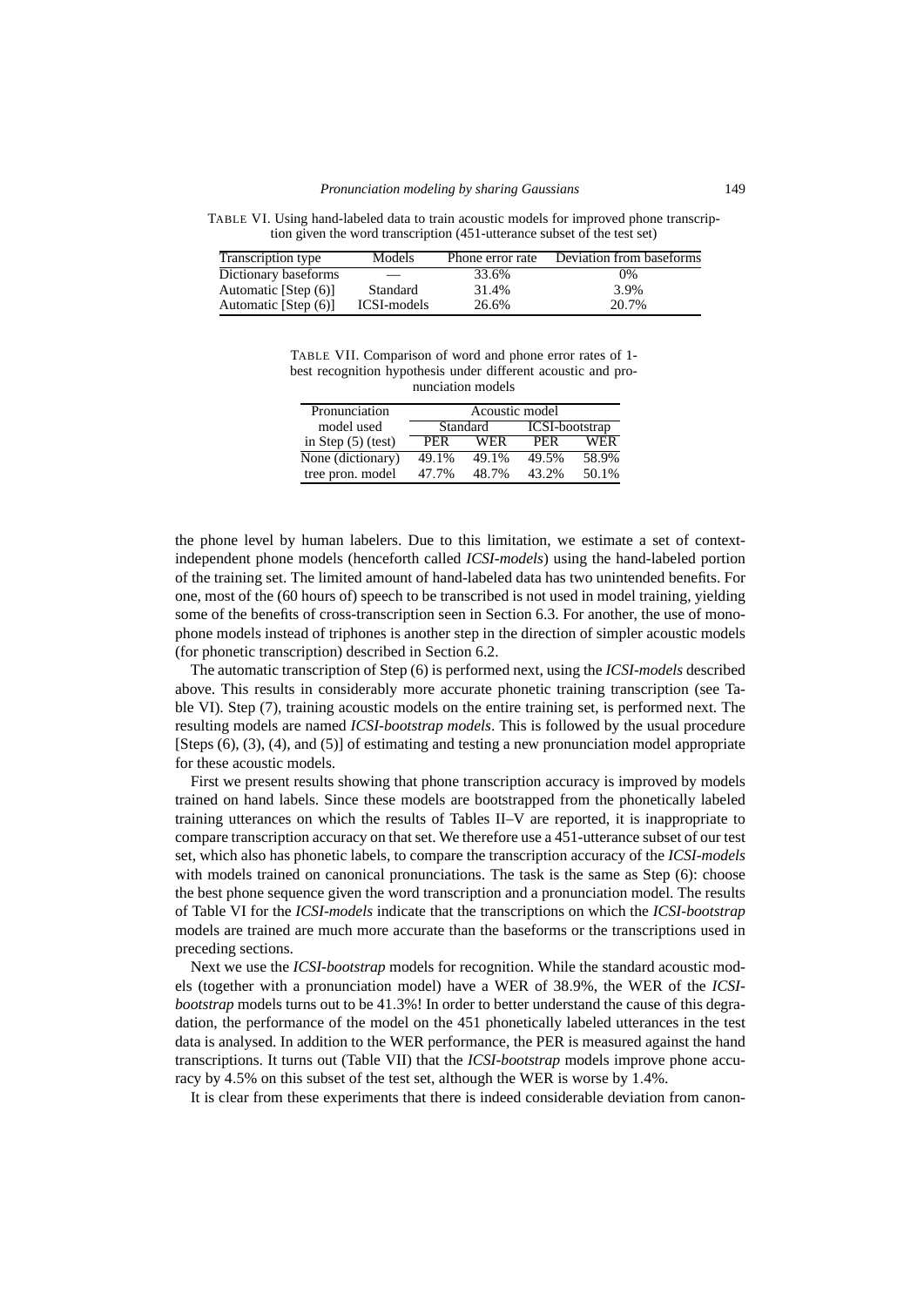TABLE VI. Using hand-labeled data to train acoustic models for improved phone transcription given the word transcription (451-utterance subset of the test set)

| Transcription type | Models | Phone error rate | Deviation from baseforms |
|---|---|---|---|
| Dictionary baseforms | — | 33.6% | 0% |
| Automatic [Step (6)] | Standard | 31.4% | 3.9% |
| Automatic [Step (6)] | ICSI-models | 26.6% | 20.7% |

TABLE VII. Comparison of word and phone error rates of 1-best recognition hypothesis under different acoustic and pronunciation models

| Pronunciation model used in Step (5) (test) | Acoustic model | | | |
|---|---|---|---|---|
| | Standard | | ICSI-bootstrap | |
| | PER | WER | PER | WER |
| None (dictionary) | 49.1% | 49.1% | 49.5% | 58.9% |
| tree pron. model | 47.7% | 48.7% | 43.2% | 50.1% |

the phone level by human labelers. Due to this limitation, we estimate a set of context-independent phone models (henceforth called *ICSI-models*) using the hand-labeled portion of the training set. The limited amount of hand-labeled data has two unintended benefits. For one, most of the (60 hours of) speech to be transcribed is not used in model training, yielding some of the benefits of cross-transcription seen in Section 6.3. For another, the use of monophone models instead of triphones is another step in the direction of simpler acoustic models (for phonetic transcription) described in Section 6.2.

The automatic transcription of Step (6) is performed next, using the *ICSI-models* described above. This results in considerably more accurate phonetic training transcription (see Table VI). Step (7), training acoustic models on the entire training set, is performed next. The resulting models are named *ICSI-bootstrap models*. This is followed by the usual procedure [Steps (6), (3), (4), and (5)] of estimating and testing a new pronunciation model appropriate for these acoustic models.

First we present results showing that phone transcription accuracy is improved by models trained on hand labels. Since these models are bootstrapped from the phonetically labeled training utterances on which the results of Tables II–V are reported, it is inappropriate to compare transcription accuracy on that set. We therefore use a 451-utterance subset of our test set, which also has phonetic labels, to compare the transcription accuracy of the *ICSI-models* with models trained on canonical pronunciations. The task is the same as Step (6): choose the best phone sequence given the word transcription and a pronunciation model. The results of Table VI for the *ICSI-models* indicate that the transcriptions on which the *ICSI-bootstrap* models are trained are much more accurate than the baseforms or the transcriptions used in preceding sections.

Next we use the *ICSI-bootstrap* models for recognition. While the standard acoustic models (together with a pronunciation model) have a WER of 38.9%, the WER of the *ICSI-bootstrap* models turns out to be 41.3%! In order to better understand the cause of this degradation, the performance of the model on the 451 phonetically labeled utterances in the test data is analysed. In addition to the WER performance, the PER is measured against the hand transcriptions. It turns out (Table VII) that the *ICSI-bootstrap* models improve phone accuracy by 4.5% on this subset of the test set, although the WER is worse by 1.4%.

It is clear from these experiments that there is indeed considerable deviation from canon-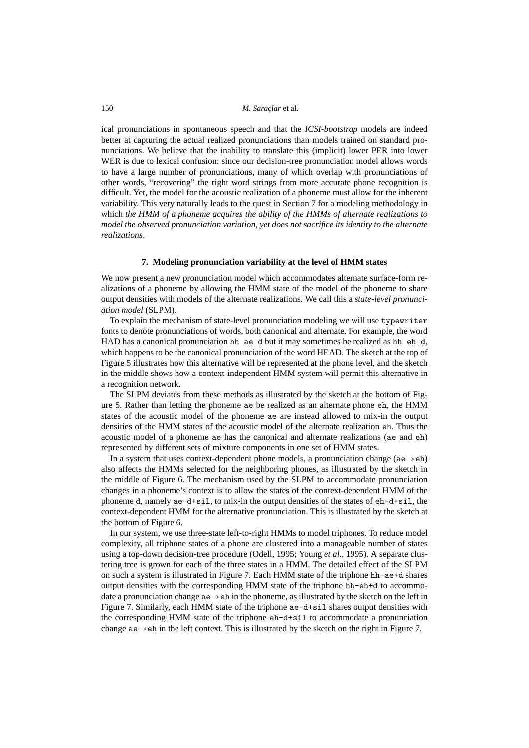ical pronunciations in spontaneous speech and that the *ICSI-bootstrap* models are indeed better at capturing the actual realized pronunciations than models trained on standard pronunciations. We believe that the inability to translate this (implicit) lower PER into lower WER is due to lexical confusion: since our decision-tree pronunciation model allows words to have a large number of pronunciations, many of which overlap with pronunciations of other words, "recovering" the right word strings from more accurate phone recognition is difficult. Yet, the model for the acoustic realization of a phoneme must allow for the inherent variability. This very naturally leads to the quest in Section 7 for a modeling methodology in which *the HMM of a phoneme acquires the ability of the HMMs of alternate realizations to model the observed pronunciation variation, yet does not sacrifice its identity to the alternate realizations*.

## 7. Modeling pronunciation variability at the level of HMM states

We now present a new pronunciation model which accommodates alternate surface-form realizations of a phoneme by allowing the HMM state of the model of the phoneme to share output densities with models of the alternate realizations. We call this a *state-level pronunciation model* (SLPM).

To explain the mechanism of state-level pronunciation modeling we will use `typewriter` fonts to denote pronunciations of words, both canonical and alternate. For example, the word HAD has a canonical pronunciation `hh ae d` but it may sometimes be realized as `hh eh d`, which happens to be the canonical pronunciation of the word HEAD. The sketch at the top of Figure 5 illustrates how this alternative will be represented at the phone level, and the sketch in the middle shows how a context-independent HMM system will permit this alternative in a recognition network.

The SLPM deviates from these methods as illustrated by the sketch at the bottom of Figure 5. Rather than letting the phoneme `ae` be realized as an alternate phone `eh`, the HMM states of the acoustic model of the phoneme `ae` are instead allowed to mix-in the output densities of the HMM states of the acoustic model of the alternate realization `eh`. Thus the acoustic model of a phoneme `ae` has the canonical and alternate realizations (`ae` and `eh`) represented by different sets of mixture components in one set of HMM states.

In a system that uses context-dependent phone models, a pronunciation change (`ae`$\rightarrow$`eh`) also affects the HMMs selected for the neighboring phones, as illustrated by the sketch in the middle of Figure 6. The mechanism used by the SLPM to accommodate pronunciation changes in a phoneme's context is to allow the states of the context-dependent HMM of the phoneme `d`, namely `ae-d+sil`, to mix-in the output densities of the states of `eh-d+sil`, the context-dependent HMM for the alternative pronunciation. This is illustrated by the sketch at the bottom of Figure 6.

In our system, we use three-state left-to-right HMMs to model triphones. To reduce model complexity, all triphone states of a phone are clustered into a manageable number of states using a top-down decision-tree procedure (Odell, 1995; Young *et al.*, 1995). A separate clustering tree is grown for each of the three states in a HMM. The detailed effect of the SLPM on such a system is illustrated in Figure 7. Each HMM state of the triphone `hh-ae+d` shares output densities with the corresponding HMM state of the triphone `hh-eh+d` to accommodate a pronunciation change `ae`$\rightarrow$`eh` in the phoneme, as illustrated by the sketch on the left in Figure 7. Similarly, each HMM state of the triphone `ae-d+sil` shares output densities with the corresponding HMM state of the triphone `eh-d+sil` to accommodate a pronunciation change `ae`$\rightarrow$`eh` in the left context. This is illustrated by the sketch on the right in Figure 7.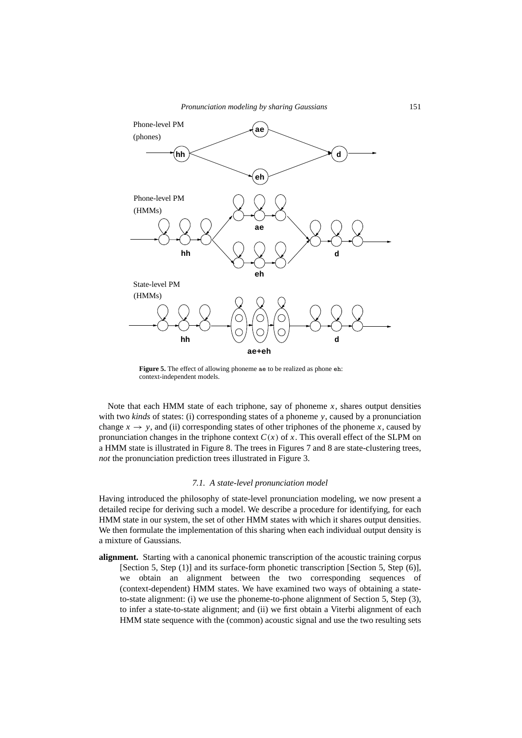**Figure 5.** The effect of allowing phoneme `ae` to be realized as phone `eh`: context-independent models.

Note that each HMM state of each triphone, say of phoneme $x$, shares output densities with two *kinds* of states: (i) corresponding states of a phoneme $y$, caused by a pronunciation change $x \to y$, and (ii) corresponding states of other triphones of the phoneme $x$, caused by pronunciation changes in the triphone context $C(x)$ of $x$. This overall effect of the SLPM on a HMM state is illustrated in Figure 8. The trees in Figures 7 and 8 are state-clustering trees, *not* the pronunciation prediction trees illustrated in Figure 3.

### 7.1. A state-level pronunciation model

Having introduced the philosophy of state-level pronunciation modeling, we now present a detailed recipe for deriving such a model. We describe a procedure for identifying, for each HMM state in our system, the set of other HMM states with which it shares output densities. We then formulate the implementation of this sharing when each individual output density is a mixture of Gaussians.

**alignment.** Starting with a canonical phonemic transcription of the acoustic training corpus [Section 5, Step (1)] and its surface-form phonetic transcription [Section 5, Step (6)], we obtain an alignment between the two corresponding sequences of (context-dependent) HMM states. We have examined two ways of obtaining a state-to-state alignment: (i) we use the phoneme-to-phone alignment of Section 5, Step (3), to infer a state-to-state alignment; and (ii) we first obtain a Viterbi alignment of each HMM state sequence with the (common) acoustic signal and use the two resulting sets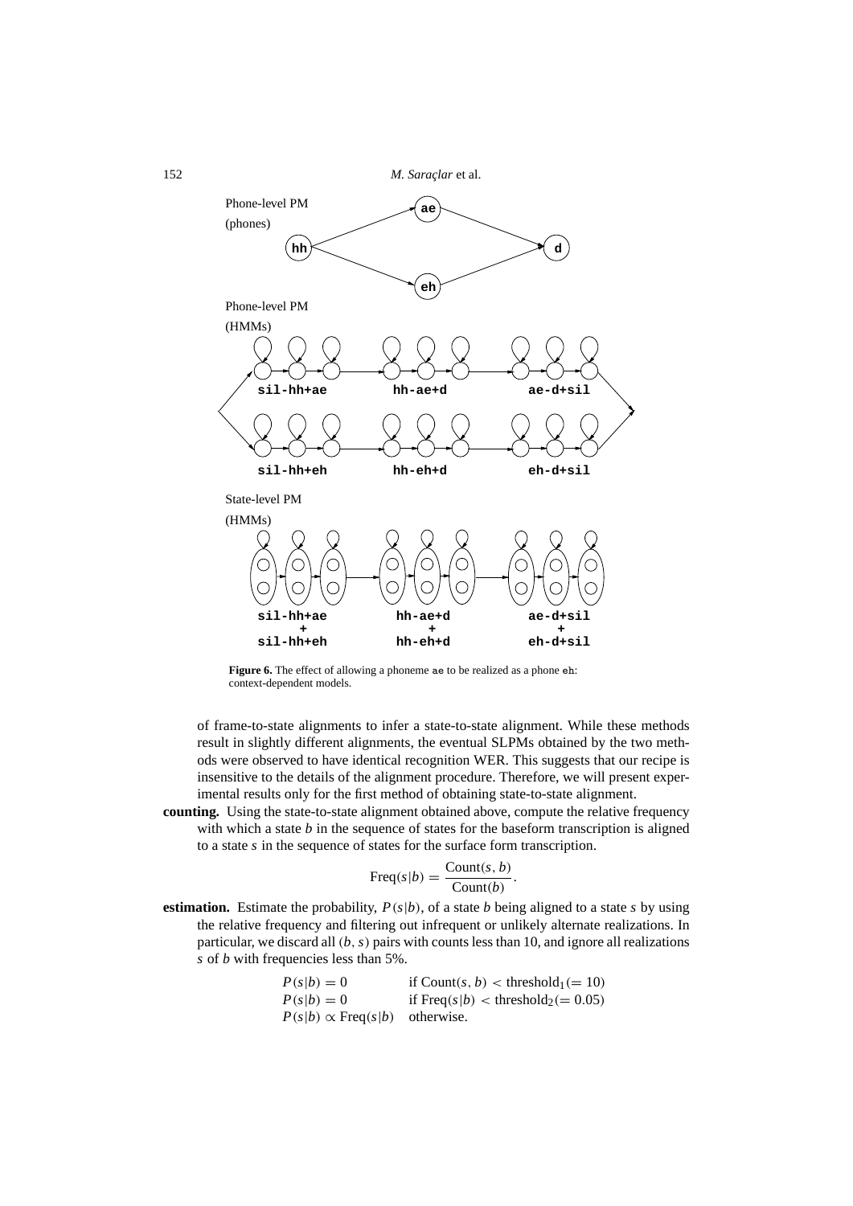Phone-level PM
(phones)

Phone-level PM
(HMMs)

State-level PM
(HMMs)

**Figure 6.** The effect of allowing a phoneme `ae` to be realized as a phone `eh`: context-dependent models.

of frame-to-state alignments to infer a state-to-state alignment. While these methods result in slightly different alignments, the eventual SLPMs obtained by the two methods were observed to have identical recognition WER. This suggests that our recipe is insensitive to the details of the alignment procedure. Therefore, we will present experimental results only for the first method of obtaining state-to-state alignment.

**counting.** Using the state-to-state alignment obtained above, compute the relative frequency with which a state $b$ in the sequence of states for the baseform transcription is aligned to a state $s$ in the sequence of states for the surface form transcription.

$$\text{Freq}(s|b) = \frac{\text{Count}(s, b)}{\text{Count}(b)}.$$

**estimation.** Estimate the probability, $P(s|b)$, of a state $b$ being aligned to a state $s$ by using the relative frequency and filtering out infrequent or unlikely alternate realizations. In particular, we discard all $(b, s)$ pairs with counts less than 10, and ignore all realizations $s$ of $b$ with frequencies less than 5%.

$$\begin{array}{ll} P(s|b) = 0 & \text{if Count}(s, b) < \text{threshold}_1 (= 10) \\ P(s|b) = 0 & \text{if Freq}(s|b) < \text{threshold}_2 (= 0.05) \\ P(s|b) \propto \text{Freq}(s|b) & \text{otherwise.} \end{array}$$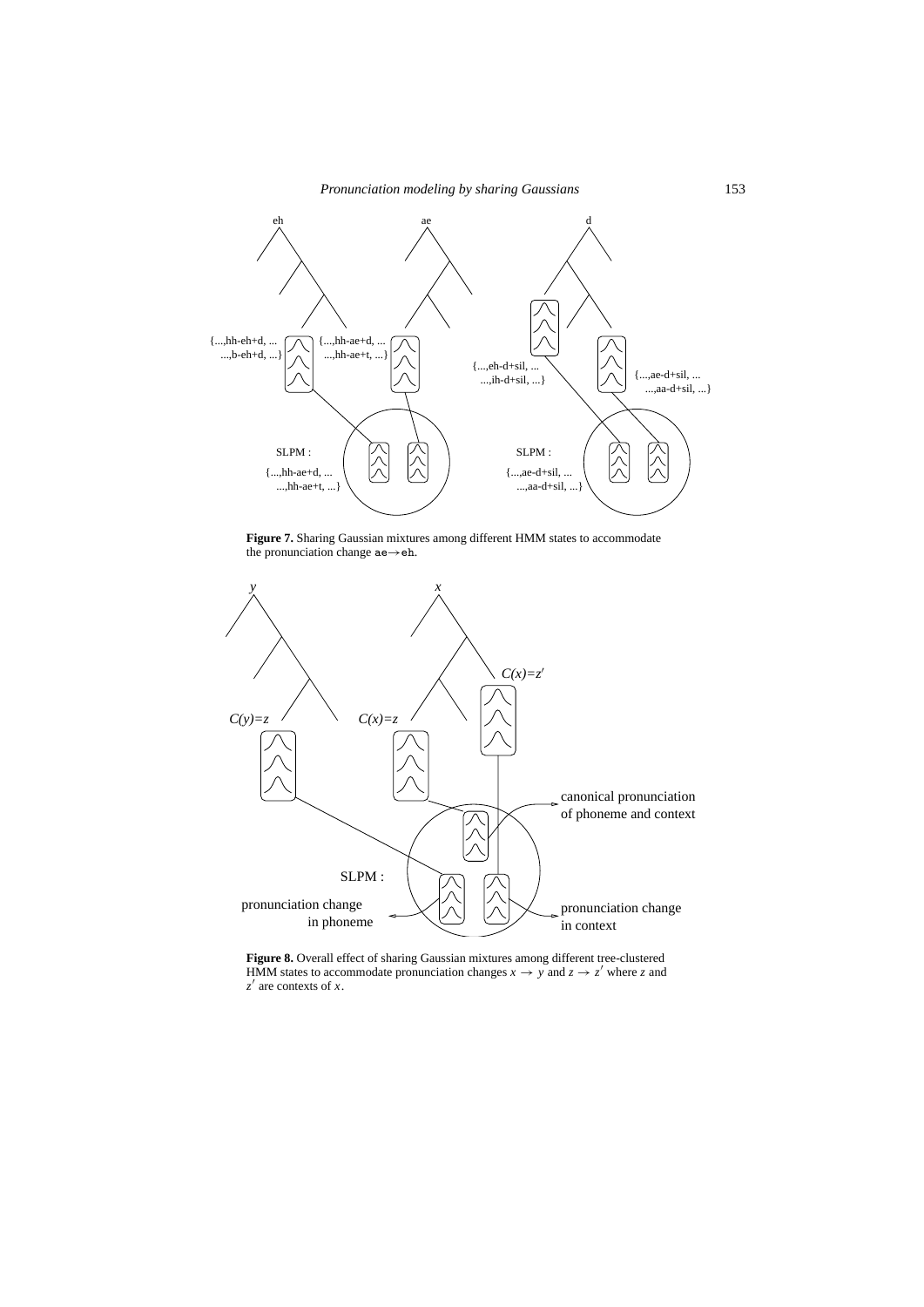**Figure 7.** Sharing Gaussian mixtures among different HMM states to accommodate the pronunciation change ae$\rightarrow$eh.

**Figure 8.** Overall effect of sharing Gaussian mixtures among different tree-clustered HMM states to accommodate pronunciation changes $x \rightarrow y$ and $z \rightarrow z'$ where $z$ and $z'$ are contexts of $x$.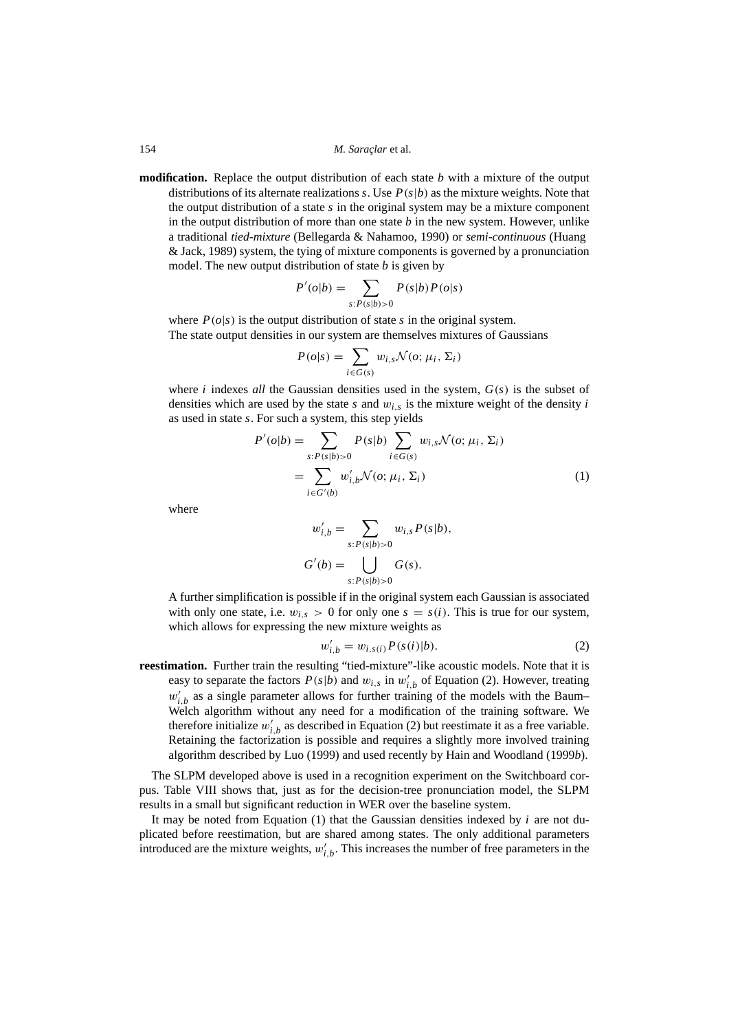**modification.** Replace the output distribution of each state $b$ with a mixture of the output distributions of its alternate realizations $s$. Use $P(s|b)$ as the mixture weights. Note that the output distribution of a state $s$ in the original system may be a mixture component in the output distribution of more than one state $b$ in the new system. However, unlike a traditional *tied-mixture* (Bellegarda & Nahamoo, 1990) or *semi-continuous* (Huang & Jack, 1989) system, the tying of mixture components is governed by a pronunciation model. The new output distribution of state $b$ is given by

$$P'(o|b) = \sum_{s:P(s|b)>0} P(s|b)P(o|s)$$

where $P(o|s)$ is the output distribution of state $s$ in the original system.
The state output densities in our system are themselves mixtures of Gaussians

$$P(o|s) = \sum_{i \in G(s)} w_{i,s} \mathcal{N}(o; \mu_i, \Sigma_i)$$

where $i$ indexes *all* the Gaussian densities used in the system, $G(s)$ is the subset of densities which are used by the state $s$ and $w_{i,s}$ is the mixture weight of the density $i$ as used in state $s$. For such a system, this step yields

$$\begin{aligned} P'(o|b) &= \sum_{s:P(s|b)>0} P(s|b) \sum_{i \in G(s)} w_{i,s} \mathcal{N}(o; \mu_i, \Sigma_i) \\ &= \sum_{i \in G'(b)} w'_{i,b} \mathcal{N}(o; \mu_i, \Sigma_i) \end{aligned} \tag{1}$$

where

$$w'_{i,b} = \sum_{s:P(s|b)>0} w_{i,s} P(s|b),$$

$$G'(b) = \bigcup_{s:P(s|b)>0} G(s).$$

A further simplification is possible if in the original system each Gaussian is associated with only one state, i.e. $w_{i,s} > 0$ for only one $s = s(i)$. This is true for our system, which allows for expressing the new mixture weights as

$$w'_{i,b} = w_{i,s(i)} P(s(i)|b). \tag{2}$$

**reestimation.** Further train the resulting "tied-mixture"-like acoustic models. Note that it is easy to separate the factors $P(s|b)$ and $w_{i,s}$ in $w'_{i,b}$ of Equation (2). However, treating $w'_{i,b}$ as a single parameter allows for further training of the models with the Baum–Welch algorithm without any need for a modification of the training software. We therefore initialize $w'_{i,b}$ as described in Equation (2) but reestimate it as a free variable. Retaining the factorization is possible and requires a slightly more involved training algorithm described by Luo (1999) and used recently by Hain and Woodland (1999*b*).

The SLPM developed above is used in a recognition experiment on the Switchboard corpus. Table VIII shows that, just as for the decision-tree pronunciation model, the SLPM results in a small but significant reduction in WER over the baseline system.

It may be noted from Equation (1) that the Gaussian densities indexed by $i$ are not duplicated before reestimation, but are shared among states. The only additional parameters introduced are the mixture weights, $w'_{i,b}$. This increases the number of free parameters in the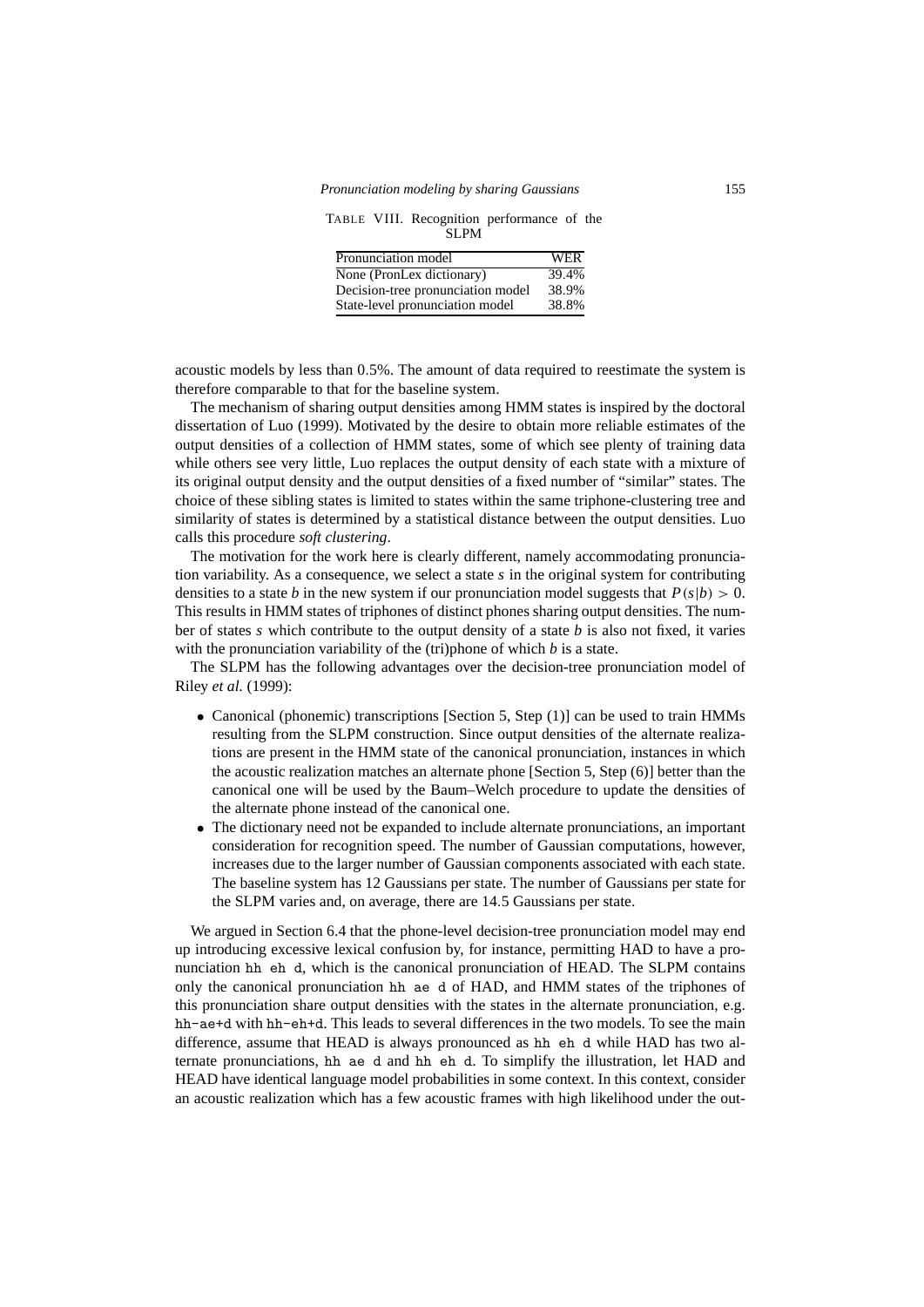TABLE VIII. Recognition performance of the SLPM

| Pronunciation model | WER |
|---|---|
| None (PronLex dictionary) | 39.4% |
| Decision-tree pronunciation model | 38.9% |
| State-level pronunciation model | 38.8% |

acoustic models by less than 0.5%. The amount of data required to reestimate the system is therefore comparable to that for the baseline system.

The mechanism of sharing output densities among HMM states is inspired by the doctoral dissertation of Luo (1999). Motivated by the desire to obtain more reliable estimates of the output densities of a collection of HMM states, some of which see plenty of training data while others see very little, Luo replaces the output density of each state with a mixture of its original output density and the output densities of a fixed number of "similar" states. The choice of these sibling states is limited to states within the same triphone-clustering tree and similarity of states is determined by a statistical distance between the output densities. Luo calls this procedure *soft clustering*.

The motivation for the work here is clearly different, namely accommodating pronunciation variability. As a consequence, we select a state $s$ in the original system for contributing densities to a state $b$ in the new system if our pronunciation model suggests that $P(s|b) > 0$. This results in HMM states of triphones of distinct phones sharing output densities. The number of states $s$ which contribute to the output density of a state $b$ is also not fixed, it varies with the pronunciation variability of the (tri)phone of which $b$ is a state.

The SLPM has the following advantages over the decision-tree pronunciation model of Riley *et al.* (1999):

- Canonical (phonemic) transcriptions [Section 5, Step (1)] can be used to train HMMs resulting from the SLPM construction. Since output densities of the alternate realizations are present in the HMM state of the canonical pronunciation, instances in which the acoustic realization matches an alternate phone [Section 5, Step (6)] better than the canonical one will be used by the Baum–Welch procedure to update the densities of the alternate phone instead of the canonical one.
- The dictionary need not be expanded to include alternate pronunciations, an important consideration for recognition speed. The number of Gaussian computations, however, increases due to the larger number of Gaussian components associated with each state. The baseline system has 12 Gaussians per state. The number of Gaussians per state for the SLPM varies and, on average, there are 14.5 Gaussians per state.

We argued in Section 6.4 that the phone-level decision-tree pronunciation model may end up introducing excessive lexical confusion by, for instance, permitting HAD to have a pronunciation `hh eh d`, which is the canonical pronunciation of HEAD. The SLPM contains only the canonical pronunciation `hh ae d` of HAD, and HMM states of the triphones of this pronunciation share output densities with the states in the alternate pronunciation, e.g. `hh-ae+d` with `hh-eh+d`. This leads to several differences in the two models. To see the main difference, assume that HEAD is always pronounced as `hh eh d` while HAD has two alternate pronunciations, `hh ae d` and `hh eh d`. To simplify the illustration, let HAD and HEAD have identical language model probabilities in some context. In this context, consider an acoustic realization which has a few acoustic frames with high likelihood under the out-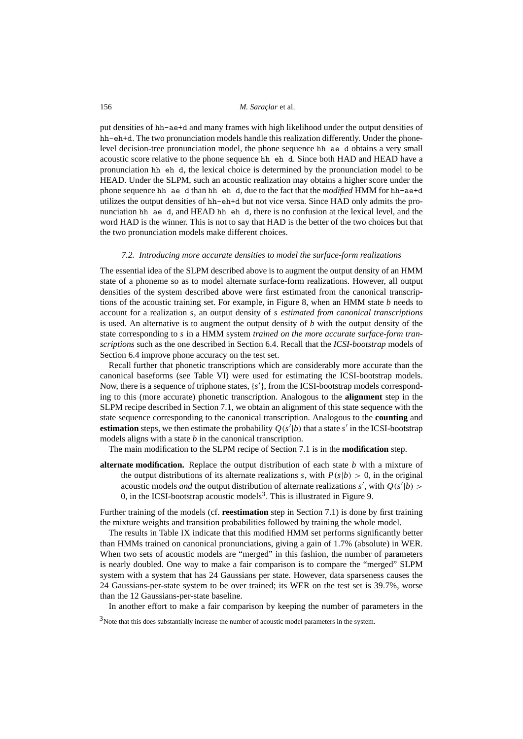put densities of `hh-ae+d` and many frames with high likelihood under the output densities of `hh-eh+d`. The two pronunciation models handle this realization differently. Under the phone-level decision-tree pronunciation model, the phone sequence `hh ae d` obtains a very small acoustic score relative to the phone sequence `hh eh d`. Since both HAD and HEAD have a pronunciation `hh eh d`, the lexical choice is determined by the pronunciation model to be HEAD. Under the SLPM, such an acoustic realization may obtains a higher score under the phone sequence `hh ae d` than `hh eh d`, due to the fact that the *modified* HMM for `hh-ae+d` utilizes the output densities of `hh-eh+d` but not vice versa. Since HAD only admits the pronunciation `hh ae d`, and HEAD `hh eh d`, there is no confusion at the lexical level, and the word HAD is the winner. This is not to say that HAD is the better of the two choices but that the two pronunciation models make different choices.

### 7.2. Introducing more accurate densities to model the surface-form realizations

The essential idea of the SLPM described above is to augment the output density of an HMM state of a phoneme so as to model alternate surface-form realizations. However, all output densities of the system described above were first estimated from the canonical transcriptions of the acoustic training set. For example, in Figure 8, when an HMM state $b$ needs to account for a realization $s$, an output density of $s$ *estimated from canonical transcriptions* is used. An alternative is to augment the output density of $b$ with the output density of the state corresponding to $s$ in a HMM system *trained on the more accurate surface-form transcriptions* such as the one described in Section 6.4. Recall that the *ICSI-bootstrap* models of Section 6.4 improve phone accuracy on the test set.

Recall further that phonetic transcriptions which are considerably more accurate than the canonical baseforms (see Table VI) were used for estimating the ICSI-bootstrap models. Now, there is a sequence of triphone states, $\{s'\}$, from the ICSI-bootstrap models corresponding to this (more accurate) phonetic transcription. Analogous to the **alignment** step in the SLPM recipe described in Section 7.1, we obtain an alignment of this state sequence with the state sequence corresponding to the canonical transcription. Analogous to the **counting** and **estimation** steps, we then estimate the probability $Q(s'|b)$ that a state $s'$ in the ICSI-bootstrap models aligns with a state $b$ in the canonical transcription.

The main modification to the SLPM recipe of Section 7.1 is in the **modification** step.

**alternate modification.** Replace the output distribution of each state $b$ with a mixture of the output distributions of its alternate realizations $s$, with $P(s|b) > 0$, in the original acoustic models *and* the output distribution of alternate realizations $s'$, with $Q(s'|b) > 0$, in the ICSI-bootstrap acoustic models[3]. This is illustrated in Figure 9.

Further training of the models (cf. **reestimation** step in Section 7.1) is done by first training the mixture weights and transition probabilities followed by training the whole model.

The results in Table IX indicate that this modified HMM set performs significantly better than HMMs trained on canonical pronunciations, giving a gain of 1.7% (absolute) in WER. When two sets of acoustic models are "merged" in this fashion, the number of parameters is nearly doubled. One way to make a fair comparison is to compare the "merged" SLPM system with a system that has 24 Gaussians per state. However, data sparseness causes the 24 Gaussians-per-state system to be over trained; its WER on the test set is 39.7%, worse than the 12 Gaussians-per-state baseline.

In another effort to make a fair comparison by keeping the number of parameters in the

[3]Note that this does substantially increase the number of acoustic model parameters in the system.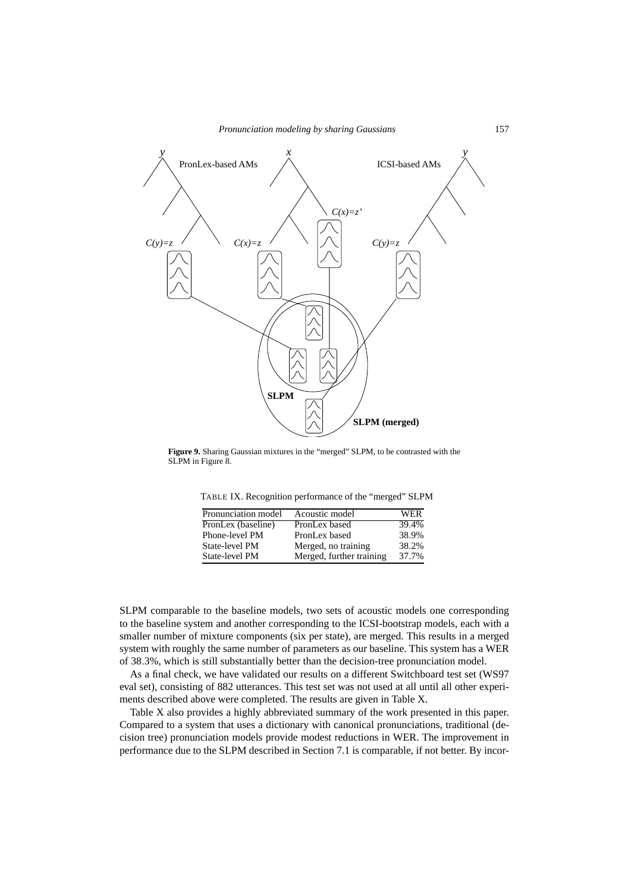**Figure 9.** Sharing Gaussian mixtures in the "merged" SLPM, to be contrasted with the SLPM in Figure 8.

TABLE IX. Recognition performance of the "merged" SLPM

| Pronunciation model | Acoustic model | WER |
|---|---|---|
| PronLex (baseline) | PronLex based | 39.4% |
| Phone-level PM | PronLex based | 38.9% |
| State-level PM | Merged, no training | 38.2% |
| State-level PM | Merged, further training | 37.7% |

SLPM comparable to the baseline models, two sets of acoustic models one corresponding to the baseline system and another corresponding to the ICSI-bootstrap models, each with a smaller number of mixture components (six per state), are merged. This results in a merged system with roughly the same number of parameters as our baseline. This system has a WER of 38.3%, which is still substantially better than the decision-tree pronunciation model.

As a final check, we have validated our results on a different Switchboard test set (WS97 eval set), consisting of 882 utterances. This test set was not used at all until all other experiments described above were completed. The results are given in Table X.

Table X also provides a highly abbreviated summary of the work presented in this paper. Compared to a system that uses a dictionary with canonical pronunciations, traditional (decision tree) pronunciation models provide modest reductions in WER. The improvement in performance due to the SLPM described in Section 7.1 is comparable, if not better. By incor-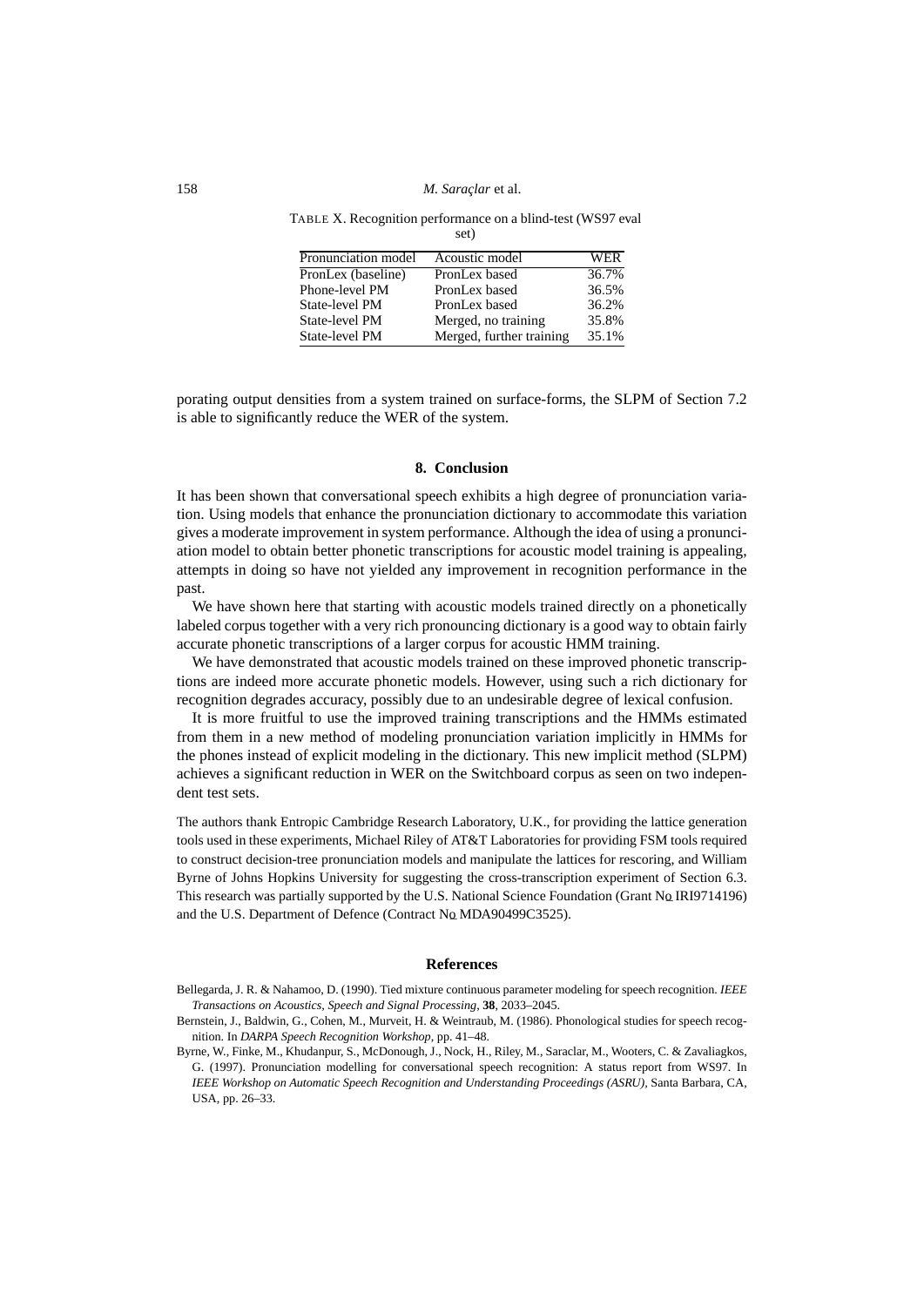TABLE X. Recognition performance on a blind-test (WS97 eval set)

| Pronunciation model | Acoustic model | WER |
|---|---|---|
| PronLex (baseline) | PronLex based | 36.7% |
| Phone-level PM | PronLex based | 36.5% |
| State-level PM | PronLex based | 36.2% |
| State-level PM | Merged, no training | 35.8% |
| State-level PM | Merged, further training | 35.1% |

porating output densities from a system trained on surface-forms, the SLPM of Section 7.2 is able to significantly reduce the WER of the system.

## 8. Conclusion

It has been shown that conversational speech exhibits a high degree of pronunciation variation. Using models that enhance the pronunciation dictionary to accommodate this variation gives a moderate improvement in system performance. Although the idea of using a pronunciation model to obtain better phonetic transcriptions for acoustic model training is appealing, attempts in doing so have not yielded any improvement in recognition performance in the past.

We have shown here that starting with acoustic models trained directly on a phonetically labeled corpus together with a very rich pronouncing dictionary is a good way to obtain fairly accurate phonetic transcriptions of a larger corpus for acoustic HMM training.

We have demonstrated that acoustic models trained on these improved phonetic transcriptions are indeed more accurate phonetic models. However, using such a rich dictionary for recognition degrades accuracy, possibly due to an undesirable degree of lexical confusion.

It is more fruitful to use the improved training transcriptions and the HMMs estimated from them in a new method of modeling pronunciation variation implicitly in HMMs for the phones instead of explicit modeling in the dictionary. This new implicit method (SLPM) achieves a significant reduction in WER on the Switchboard corpus as seen on two independent test sets.

The authors thank Entropic Cambridge Research Laboratory, U.K., for providing the lattice generation tools used in these experiments, Michael Riley of AT&T Laboratories for providing FSM tools required to construct decision-tree pronunciation models and manipulate the lattices for rescoring, and William Byrne of Johns Hopkins University for suggesting the cross-transcription experiment of Section 6.3. This research was partially supported by the U.S. National Science Foundation (Grant No IRI9714196) and the U.S. Department of Defence (Contract No MDA90499C3525).

## References

Bellegarda, J. R. & Nahamoo, D. (1990). Tied mixture continuous parameter modeling for speech recognition. *IEEE Transactions on Acoustics, Speech and Signal Processing*, **38**, 2033–2045.

Bernstein, J., Baldwin, G., Cohen, M., Murveit, H. & Weintraub, M. (1986). Phonological studies for speech recognition. In *DARPA Speech Recognition Workshop*, pp. 41–48.

Byrne, W., Finke, M., Khudanpur, S., McDonough, J., Nock, H., Riley, M., Saraclar, M., Wooters, C. & Zavaliagkos, G. (1997). Pronunciation modelling for conversational speech recognition: A status report from WS97. In *IEEE Workshop on Automatic Speech Recognition and Understanding Proceedings (ASRU)*, Santa Barbara, CA, USA, pp. 26–33.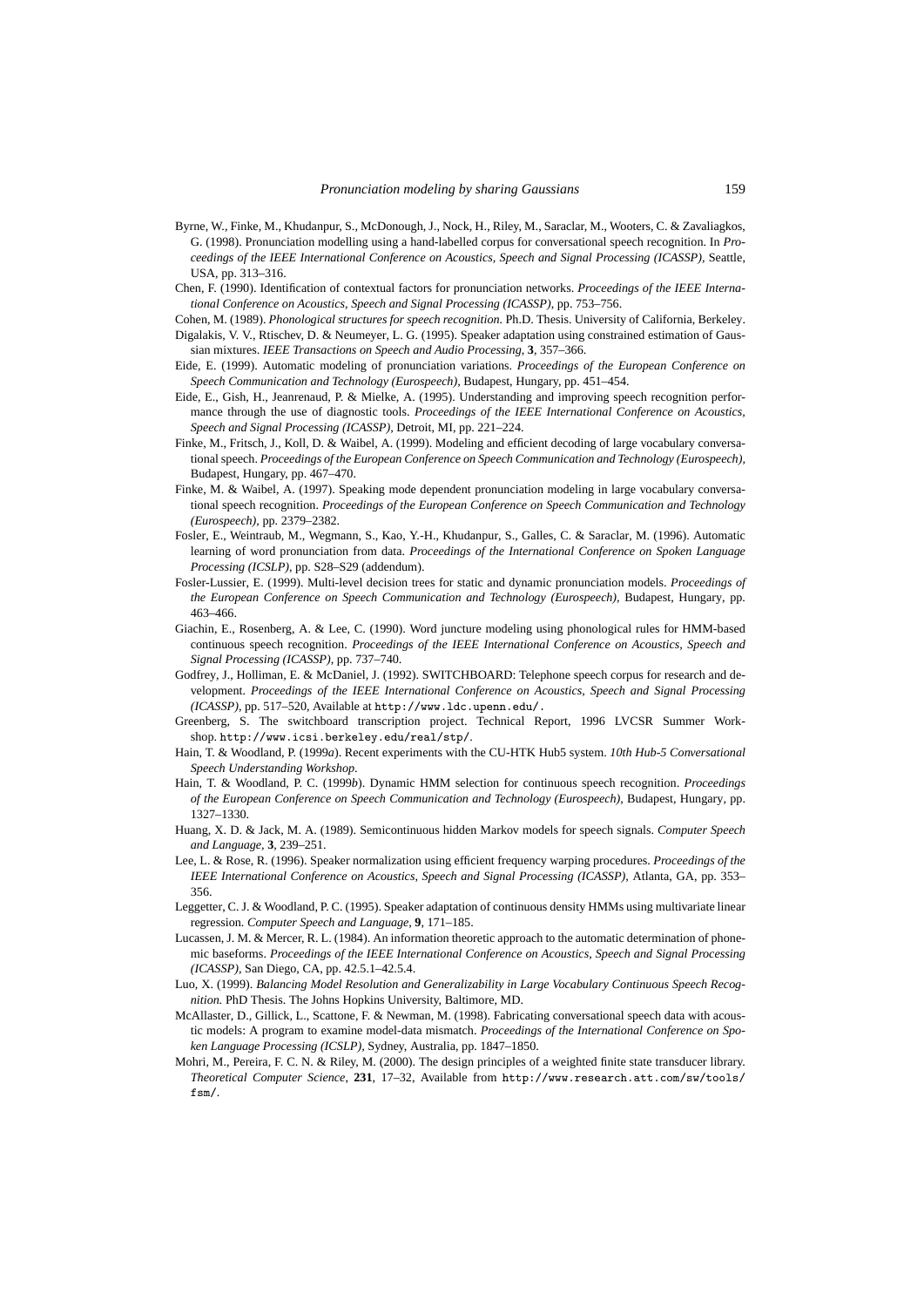Byrne, W., Finke, M., Khudanpur, S., McDonough, J., Nock, H., Riley, M., Saraclar, M., Wooters, C. & Zavaliagkos, G. (1998). Pronunciation modelling using a hand-labelled corpus for conversational speech recognition. In *Proceedings of the IEEE International Conference on Acoustics, Speech and Signal Processing (ICASSP)*, Seattle, USA, pp. 313–316.

Chen, F. (1990). Identification of contextual factors for pronunciation networks. *Proceedings of the IEEE International Conference on Acoustics, Speech and Signal Processing (ICASSP)*, pp. 753–756.

Cohen, M. (1989). *Phonological structures for speech recognition*. Ph.D. Thesis. University of California, Berkeley.

Digalakis, V. V., Rtischev, D. & Neumeyer, L. G. (1995). Speaker adaptation using constrained estimation of Gaussian mixtures. *IEEE Transactions on Speech and Audio Processing*, **3**, 357–366.

Eide, E. (1999). Automatic modeling of pronunciation variations. *Proceedings of the European Conference on Speech Communication and Technology (Eurospeech)*, Budapest, Hungary, pp. 451–454.

Eide, E., Gish, H., Jeanrenaud, P. & Mielke, A. (1995). Understanding and improving speech recognition performance through the use of diagnostic tools. *Proceedings of the IEEE International Conference on Acoustics, Speech and Signal Processing (ICASSP)*, Detroit, MI, pp. 221–224.

Finke, M., Fritsch, J., Koll, D. & Waibel, A. (1999). Modeling and efficient decoding of large vocabulary conversational speech. *Proceedings of the European Conference on Speech Communication and Technology (Eurospeech)*, Budapest, Hungary, pp. 467–470.

Finke, M. & Waibel, A. (1997). Speaking mode dependent pronunciation modeling in large vocabulary conversational speech recognition. *Proceedings of the European Conference on Speech Communication and Technology (Eurospeech)*, pp. 2379–2382.

Fosler, E., Weintraub, M., Wegmann, S., Kao, Y.-H., Khudanpur, S., Galles, C. & Saraclar, M. (1996). Automatic learning of word pronunciation from data. *Proceedings of the International Conference on Spoken Language Processing (ICSLP)*, pp. S28–S29 (addendum).

Fosler-Lussier, E. (1999). Multi-level decision trees for static and dynamic pronunciation models. *Proceedings of the European Conference on Speech Communication and Technology (Eurospeech)*, Budapest, Hungary, pp. 463–466.

Giachin, E., Rosenberg, A. & Lee, C. (1990). Word juncture modeling using phonological rules for HMM-based continuous speech recognition. *Proceedings of the IEEE International Conference on Acoustics, Speech and Signal Processing (ICASSP)*, pp. 737–740.

Godfrey, J., Holliman, E. & McDaniel, J. (1992). SWITCHBOARD: Telephone speech corpus for research and development. *Proceedings of the IEEE International Conference on Acoustics, Speech and Signal Processing (ICASSP)*, pp. 517–520, Available at `http://www.ldc.upenn.edu/`.

Greenberg, S. The switchboard transcription project. Technical Report, 1996 LVCSR Summer Workshop. `http://www.icsi.berkeley.edu/real/stp/`.

Hain, T. & Woodland, P. (1999*a*). Recent experiments with the CU-HTK Hub5 system. *10th Hub-5 Conversational Speech Understanding Workshop*.

Hain, T. & Woodland, P. C. (1999*b*). Dynamic HMM selection for continuous speech recognition. *Proceedings of the European Conference on Speech Communication and Technology (Eurospeech)*, Budapest, Hungary, pp. 1327–1330.

Huang, X. D. & Jack, M. A. (1989). Semicontinuous hidden Markov models for speech signals. *Computer Speech and Language*, **3**, 239–251.

Lee, L. & Rose, R. (1996). Speaker normalization using efficient frequency warping procedures. *Proceedings of the IEEE International Conference on Acoustics, Speech and Signal Processing (ICASSP)*, Atlanta, GA, pp. 353–356.

Leggetter, C. J. & Woodland, P. C. (1995). Speaker adaptation of continuous density HMMs using multivariate linear regression. *Computer Speech and Language*, **9**, 171–185.

Lucassen, J. M. & Mercer, R. L. (1984). An information theoretic approach to the automatic determination of phonemic baseforms. *Proceedings of the IEEE International Conference on Acoustics, Speech and Signal Processing (ICASSP)*, San Diego, CA, pp. 42.5.1–42.5.4.

Luo, X. (1999). *Balancing Model Resolution and Generalizability in Large Vocabulary Continuous Speech Recognition.* PhD Thesis. The Johns Hopkins University, Baltimore, MD.

McAllaster, D., Gillick, L., Scattone, F. & Newman, M. (1998). Fabricating conversational speech data with acoustic models: A program to examine model-data mismatch. *Proceedings of the International Conference on Spoken Language Processing (ICSLP)*, Sydney, Australia, pp. 1847–1850.

Mohri, M., Pereira, F. C. N. & Riley, M. (2000). The design principles of a weighted finite state transducer library. *Theoretical Computer Science*, **231**, 17–32, Available from `http://www.research.att.com/sw/tools/fsm/`.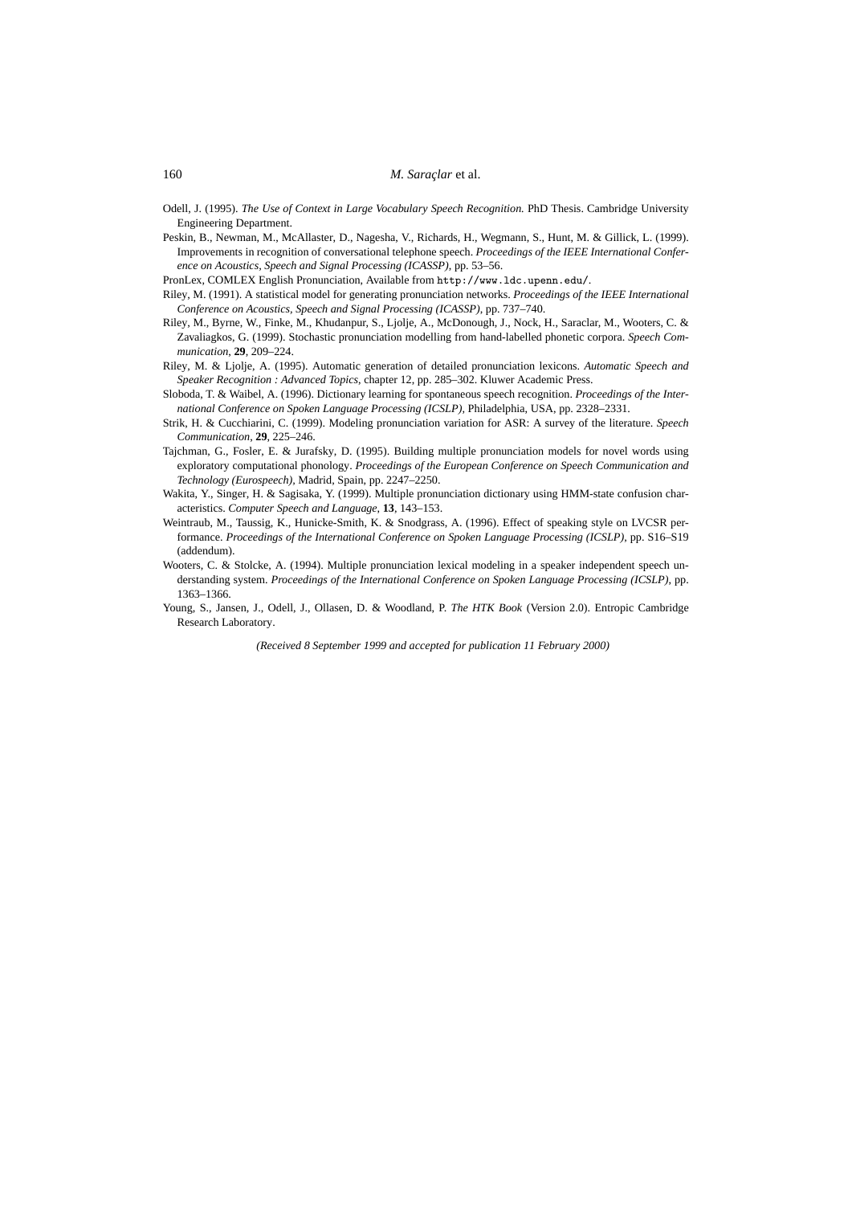Odell, J. (1995). *The Use of Context in Large Vocabulary Speech Recognition.* PhD Thesis. Cambridge University Engineering Department.

Peskin, B., Newman, M., McAllaster, D., Nagesha, V., Richards, H., Wegmann, S., Hunt, M. & Gillick, L. (1999). Improvements in recognition of conversational telephone speech. *Proceedings of the IEEE International Conference on Acoustics, Speech and Signal Processing (ICASSP)*, pp. 53–56.

PronLex, COMLEX English Pronunciation, Available from `http://www.ldc.upenn.edu/`.

Riley, M. (1991). A statistical model for generating pronunciation networks. *Proceedings of the IEEE International Conference on Acoustics, Speech and Signal Processing (ICASSP)*, pp. 737–740.

Riley, M., Byrne, W., Finke, M., Khudanpur, S., Ljolje, A., McDonough, J., Nock, H., Saraclar, M., Wooters, C. & Zavaliagkos, G. (1999). Stochastic pronunciation modelling from hand-labelled phonetic corpora. *Speech Communication*, **29**, 209–224.

Riley, M. & Ljolje, A. (1995). Automatic generation of detailed pronunciation lexicons. *Automatic Speech and Speaker Recognition : Advanced Topics*, chapter 12, pp. 285–302. Kluwer Academic Press.

Sloboda, T. & Waibel, A. (1996). Dictionary learning for spontaneous speech recognition. *Proceedings of the International Conference on Spoken Language Processing (ICSLP)*, Philadelphia, USA, pp. 2328–2331.

Strik, H. & Cucchiarini, C. (1999). Modeling pronunciation variation for ASR: A survey of the literature. *Speech Communication*, **29**, 225–246.

Tajchman, G., Fosler, E. & Jurafsky, D. (1995). Building multiple pronunciation models for novel words using exploratory computational phonology. *Proceedings of the European Conference on Speech Communication and Technology (Eurospeech)*, Madrid, Spain, pp. 2247–2250.

Wakita, Y., Singer, H. & Sagisaka, Y. (1999). Multiple pronunciation dictionary using HMM-state confusion characteristics. *Computer Speech and Language*, **13**, 143–153.

Weintraub, M., Taussig, K., Hunicke-Smith, K. & Snodgrass, A. (1996). Effect of speaking style on LVCSR performance. *Proceedings of the International Conference on Spoken Language Processing (ICSLP)*, pp. S16–S19 (addendum).

Wooters, C. & Stolcke, A. (1994). Multiple pronunciation lexical modeling in a speaker independent speech understanding system. *Proceedings of the International Conference on Spoken Language Processing (ICSLP)*, pp. 1363–1366.

Young, S., Jansen, J., Odell, J., Ollasen, D. & Woodland, P. *The HTK Book* (Version 2.0). Entropic Cambridge Research Laboratory.

*(Received 8 September 1999 and accepted for publication 11 February 2000)*